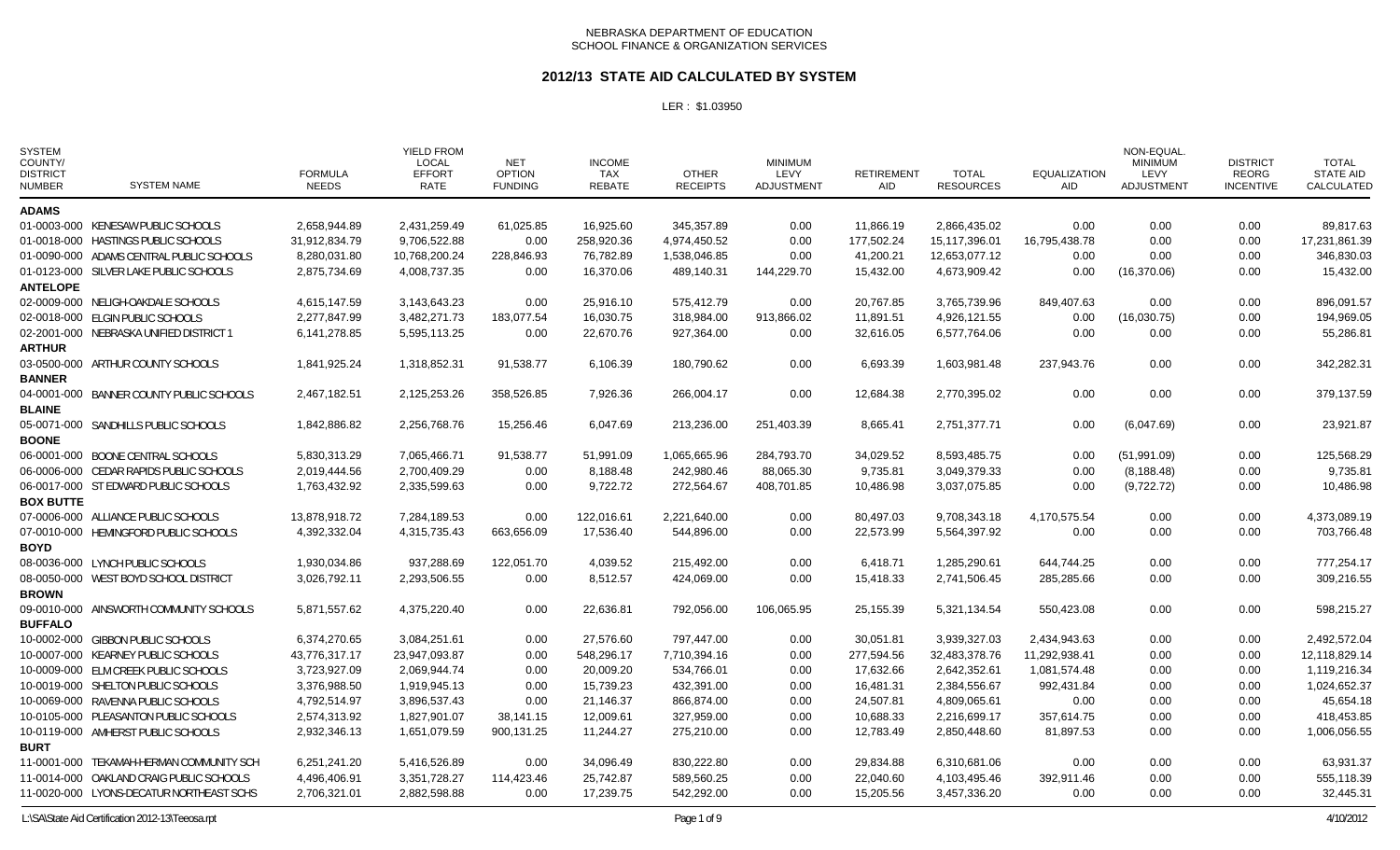NEBRASKA DEPARTMENT OF EDUCATION
SCHOOL FINANCE & ORGANIZATION SERVICES

# 2012/13 STATE AID CALCULATED BY SYSTEM

LER : $1.03950

| SYSTEM COUNTY/ DISTRICT NUMBER | SYSTEM NAME | FORMULA NEEDS | YIELD FROM LOCAL EFFORT RATE | NET OPTION FUNDING | INCOME TAX REBATE | OTHER RECEIPTS | MINIMUM LEVY ADJUSTMENT | RETIREMENT AID | TOTAL RESOURCES | EQUALIZATION AID | NON-EQUAL. MINIMUM LEVY ADJUSTMENT | DISTRICT REORG INCENTIVE | TOTAL STATE AID CALCULATED |
|---|---|---|---|---|---|---|---|---|---|---|---|---|---|
| **ADAMS** | | | | | | | | | | | | | |
| 01-0003-000 | KENESAW PUBLIC SCHOOLS | 2,658,944.89 | 2,431,259.49 | 61,025.85 | 16,925.60 | 345,357.89 | 0.00 | 11,866.19 | 2,866,435.02 | 0.00 | 0.00 | 0.00 | 89,817.63 |
| 01-0018-000 | HASTINGS PUBLIC SCHOOLS | 31,912,834.79 | 9,706,522.88 | 0.00 | 258,920.36 | 4,974,450.52 | 0.00 | 177,502.24 | 15,117,396.01 | 16,795,438.78 | 0.00 | 0.00 | 17,231,861.39 |
| 01-0090-000 | ADAMS CENTRAL PUBLIC SCHOOLS | 8,280,031.80 | 10,768,200.24 | 228,846.93 | 76,782.89 | 1,538,046.85 | 0.00 | 41,200.21 | 12,653,077.12 | 0.00 | 0.00 | 0.00 | 346,830.03 |
| 01-0123-000 | SILVER LAKE PUBLIC SCHOOLS | 2,875,734.69 | 4,008,737.35 | 0.00 | 16,370.06 | 489,140.31 | 144,229.70 | 15,432.00 | 4,673,909.42 | 0.00 | (16,370.06) | 0.00 | 15,432.00 |
| **ANTELOPE** | | | | | | | | | | | | | |
| 02-0009-000 | NELIGH-OAKDALE SCHOOLS | 4,615,147.59 | 3,143,643.23 | 0.00 | 25,916.10 | 575,412.79 | 0.00 | 20,767.85 | 3,765,739.96 | 849,407.63 | 0.00 | 0.00 | 896,091.57 |
| 02-0018-000 | ELGIN PUBLIC SCHOOLS | 2,277,847.99 | 3,482,271.73 | 183,077.54 | 16,030.75 | 318,984.00 | 913,866.02 | 11,891.51 | 4,926,121.55 | 0.00 | (16,030.75) | 0.00 | 194,969.05 |
| 02-2001-000 | NEBRASKA UNIFIED DISTRICT 1 | 6,141,278.85 | 5,595,113.25 | 0.00 | 22,670.76 | 927,364.00 | 0.00 | 32,616.05 | 6,577,764.06 | 0.00 | 0.00 | 0.00 | 55,286.81 |
| **ARTHUR** | | | | | | | | | | | | | |
| 03-0500-000 | ARTHUR COUNTY SCHOOLS | 1,841,925.24 | 1,318,852.31 | 91,538.77 | 6,106.39 | 180,790.62 | 0.00 | 6,693.39 | 1,603,981.48 | 237,943.76 | 0.00 | 0.00 | 342,282.31 |
| **BANNER** | | | | | | | | | | | | | |
| 04-0001-000 | BANNER COUNTY PUBLIC SCHOOLS | 2,467,182.51 | 2,125,253.26 | 358,526.85 | 7,926.36 | 266,004.17 | 0.00 | 12,684.38 | 2,770,395.02 | 0.00 | 0.00 | 0.00 | 379,137.59 |
| **BLAINE** | | | | | | | | | | | | | |
| 05-0071-000 | SANDHILLS PUBLIC SCHOOLS | 1,842,886.82 | 2,256,768.76 | 15,256.46 | 6,047.69 | 213,236.00 | 251,403.39 | 8,665.41 | 2,751,377.71 | 0.00 | (6,047.69) | 0.00 | 23,921.87 |
| **BOONE** | | | | | | | | | | | | | |
| 06-0001-000 | BOONE CENTRAL SCHOOLS | 5,830,313.29 | 7,065,466.71 | 91,538.77 | 51,991.09 | 1,065,665.96 | 284,793.70 | 34,029.52 | 8,593,485.75 | 0.00 | (51,991.09) | 0.00 | 125,568.29 |
| 06-0006-000 | CEDAR RAPIDS PUBLIC SCHOOLS | 2,019,444.56 | 2,700,409.29 | 0.00 | 8,188.48 | 242,980.46 | 88,065.30 | 9,735.81 | 3,049,379.33 | 0.00 | (8,188.48) | 0.00 | 9,735.81 |
| 06-0017-000 | ST EDWARD PUBLIC SCHOOLS | 1,763,432.92 | 2,335,599.63 | 0.00 | 9,722.72 | 272,564.67 | 408,701.85 | 10,486.98 | 3,037,075.85 | 0.00 | (9,722.72) | 0.00 | 10,486.98 |
| **BOX BUTTE** | | | | | | | | | | | | | |
| 07-0006-000 | ALLIANCE PUBLIC SCHOOLS | 13,878,918.72 | 7,284,189.53 | 0.00 | 122,016.61 | 2,221,640.00 | 0.00 | 80,497.03 | 9,708,343.18 | 4,170,575.54 | 0.00 | 0.00 | 4,373,089.19 |
| 07-0010-000 | HEMINGFORD PUBLIC SCHOOLS | 4,392,332.04 | 4,315,735.43 | 663,656.09 | 17,536.40 | 544,896.00 | 0.00 | 22,573.99 | 5,564,397.92 | 0.00 | 0.00 | 0.00 | 703,766.48 |
| **BOYD** | | | | | | | | | | | | | |
| 08-0036-000 | LYNCH PUBLIC SCHOOLS | 1,930,034.86 | 937,288.69 | 122,051.70 | 4,039.52 | 215,492.00 | 0.00 | 6,418.71 | 1,285,290.61 | 644,744.25 | 0.00 | 0.00 | 777,254.17 |
| 08-0050-000 | WEST BOYD SCHOOL DISTRICT | 3,026,792.11 | 2,293,506.55 | 0.00 | 8,512.57 | 424,069.00 | 0.00 | 15,418.33 | 2,741,506.45 | 285,285.66 | 0.00 | 0.00 | 309,216.55 |
| **BROWN** | | | | | | | | | | | | | |
| 09-0010-000 | AINSWORTH COMMUNITY SCHOOLS | 5,871,557.62 | 4,375,220.40 | 0.00 | 22,636.81 | 792,056.00 | 106,065.95 | 25,155.39 | 5,321,134.54 | 550,423.08 | 0.00 | 0.00 | 598,215.27 |
| **BUFFALO** | | | | | | | | | | | | | |
| 10-0002-000 | GIBBON PUBLIC SCHOOLS | 6,374,270.65 | 3,084,251.61 | 0.00 | 27,576.60 | 797,447.00 | 0.00 | 30,051.81 | 3,939,327.03 | 2,434,943.63 | 0.00 | 0.00 | 2,492,572.04 |
| 10-0007-000 | KEARNEY PUBLIC SCHOOLS | 43,776,317.17 | 23,947,093.87 | 0.00 | 548,296.17 | 7,710,394.16 | 0.00 | 277,594.56 | 32,483,378.76 | 11,292,938.41 | 0.00 | 0.00 | 12,118,829.14 |
| 10-0009-000 | ELM CREEK PUBLIC SCHOOLS | 3,723,927.09 | 2,069,944.74 | 0.00 | 20,009.20 | 534,766.01 | 0.00 | 17,632.66 | 2,642,352.61 | 1,081,574.48 | 0.00 | 0.00 | 1,119,216.34 |
| 10-0019-000 | SHELTON PUBLIC SCHOOLS | 3,376,988.50 | 1,919,945.13 | 0.00 | 15,739.23 | 432,391.00 | 0.00 | 16,481.31 | 2,384,556.67 | 992,431.84 | 0.00 | 0.00 | 1,024,652.37 |
| 10-0069-000 | RAVENNA PUBLIC SCHOOLS | 4,792,514.97 | 3,896,537.43 | 0.00 | 21,146.37 | 866,874.00 | 0.00 | 24,507.81 | 4,809,065.61 | 0.00 | 0.00 | 0.00 | 45,654.18 |
| 10-0105-000 | PLEASANTON PUBLIC SCHOOLS | 2,574,313.92 | 1,827,901.07 | 38,141.15 | 12,009.61 | 327,959.00 | 0.00 | 10,688.33 | 2,216,699.17 | 357,614.75 | 0.00 | 0.00 | 418,453.85 |
| 10-0119-000 | AMHERST PUBLIC SCHOOLS | 2,932,346.13 | 1,651,079.59 | 900,131.25 | 11,244.27 | 275,210.00 | 0.00 | 12,783.49 | 2,850,448.60 | 81,897.53 | 0.00 | 0.00 | 1,006,056.55 |
| **BURT** | | | | | | | | | | | | | |
| 11-0001-000 | TEKAMAH-HERMAN COMMUNITY SCH | 6,251,241.20 | 5,416,526.89 | 0.00 | 34,096.49 | 830,222.80 | 0.00 | 29,834.88 | 6,310,681.06 | 0.00 | 0.00 | 0.00 | 63,931.37 |
| 11-0014-000 | OAKLAND CRAIG PUBLIC SCHOOLS | 4,496,406.91 | 3,351,728.27 | 114,423.46 | 25,742.87 | 589,560.25 | 0.00 | 22,040.60 | 4,103,495.46 | 392,911.46 | 0.00 | 0.00 | 555,118.39 |
| 11-0020-000 | LYONS-DECATUR NORTHEAST SCHS | 2,706,321.01 | 2,882,598.88 | 0.00 | 17,239.75 | 542,292.00 | 0.00 | 15,205.56 | 3,457,336.20 | 0.00 | 0.00 | 0.00 | 32,445.31 |

L:\SA\State Aid Certification 2012-13\Teeosa.rpt — 4/10/2012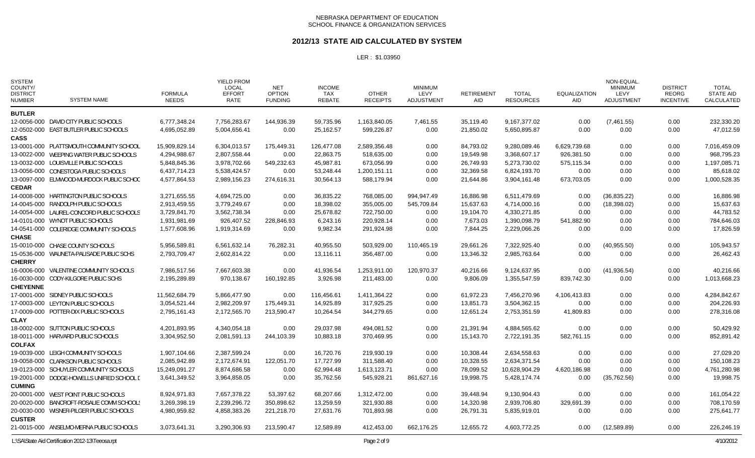NEBRASKA DEPARTMENT OF EDUCATION
SCHOOL FINANCE & ORGANIZATION SERVICES

## 2012/13 STATE AID CALCULATED BY SYSTEM

LER : $1.03950

| SYSTEM COUNTY/ DISTRICT NUMBER | SYSTEM NAME | FORMULA NEEDS | YIELD FROM LOCAL EFFORT RATE | NET OPTION FUNDING | INCOME TAX REBATE | OTHER RECEIPTS | MINIMUM LEVY ADJUSTMENT | RETIREMENT AID | TOTAL RESOURCES | EQUALIZATION AID | NON-EQUAL. MINIMUM LEVY ADJUSTMENT | DISTRICT REORG INCENTIVE | TOTAL STATE AID CALCULATED |
|---|---|---|---|---|---|---|---|---|---|---|---|---|---|
| **BUTLER** | | | | | | | | | | | | | |
| 12-0056-000 | DAVID CITY PUBLIC SCHOOLS | 6,777,348.24 | 7,756,283.67 | 144,936.39 | 59,735.96 | 1,163,840.05 | 7,461.55 | 35,119.40 | 9,167,377.02 | 0.00 | (7,461.55) | 0.00 | 232,330.20 |
| 12-0502-000 | EAST BUTLER PUBLIC SCHOOLS | 4,695,052.89 | 5,004,656.41 | 0.00 | 25,162.57 | 599,226.87 | 0.00 | 21,850.02 | 5,650,895.87 | 0.00 | 0.00 | 0.00 | 47,012.59 |
| **CASS** | | | | | | | | | | | | | |
| 13-0001-000 | PLATTSMOUTH COMMUNITY SCHOOL | 15,909,829.14 | 6,304,013.57 | 175,449.31 | 126,477.08 | 2,589,356.48 | 0.00 | 84,793.02 | 9,280,089.46 | 6,629,739.68 | 0.00 | 0.00 | 7,016,459.09 |
| 13-0022-000 | WEEPING WATER PUBLIC SCHOOLS | 4,294,988.67 | 2,807,558.44 | 0.00 | 22,863.75 | 518,635.00 | 0.00 | 19,549.98 | 3,368,607.17 | 926,381.50 | 0.00 | 0.00 | 968,795.23 |
| 13-0032-000 | LOUISVILLE PUBLIC SCHOOLS | 5,848,845.36 | 3,978,702.66 | 549,232.63 | 45,987.81 | 673,056.99 | 0.00 | 26,749.93 | 5,273,730.02 | 575,115.34 | 0.00 | 0.00 | 1,197,085.71 |
| 13-0056-000 | CONESTOGA PUBLIC SCHOOLS | 6,437,714.23 | 5,538,424.57 | 0.00 | 53,248.44 | 1,200,151.11 | 0.00 | 32,369.58 | 6,824,193.70 | 0.00 | 0.00 | 0.00 | 85,618.02 |
| 13-0097-000 | ELMWOOD-MURDOCK PUBLIC SCHOC | 4,577,864.53 | 2,989,156.23 | 274,616.31 | 30,564.13 | 588,179.94 | 0.00 | 21,644.86 | 3,904,161.48 | 673,703.05 | 0.00 | 0.00 | 1,000,528.35 |
| **CEDAR** | | | | | | | | | | | | | |
| 14-0008-000 | HARTINGTON PUBLIC SCHOOLS | 3,271,655.55 | 4,694,725.00 | 0.00 | 36,835.22 | 768,085.00 | 994,947.49 | 16,886.98 | 6,511,479.69 | 0.00 | (36,835.22) | 0.00 | 16,886.98 |
| 14-0045-000 | RANDOLPH PUBLIC SCHOOLS | 2,913,459.55 | 3,779,249.67 | 0.00 | 18,398.02 | 355,005.00 | 545,709.84 | 15,637.63 | 4,714,000.16 | 0.00 | (18,398.02) | 0.00 | 15,637.63 |
| 14-0054-000 | LAUREL-CONCORD PUBLIC SCHOOLS | 3,729,841.70 | 3,562,738.34 | 0.00 | 25,678.82 | 722,750.00 | 0.00 | 19,104.70 | 4,330,271.85 | 0.00 | 0.00 | 0.00 | 44,783.52 |
| 14-0101-000 | WYNOT PUBLIC SCHOOLS | 1,931,981.69 | 926,407.52 | 228,846.93 | 6,243.16 | 220,928.14 | 0.00 | 7,673.03 | 1,390,098.79 | 541,882.90 | 0.00 | 0.00 | 784,646.03 |
| 14-0541-000 | COLERIDGE COMMUNITY SCHOOLS | 1,577,608.96 | 1,919,314.69 | 0.00 | 9,982.34 | 291,924.98 | 0.00 | 7,844.25 | 2,229,066.26 | 0.00 | 0.00 | 0.00 | 17,826.59 |
| **CHASE** | | | | | | | | | | | | | |
| 15-0010-000 | CHASE COUNTY SCHOOLS | 5,956,589.81 | 6,561,632.14 | 76,282.31 | 40,955.50 | 503,929.00 | 110,465.19 | 29,661.26 | 7,322,925.40 | 0.00 | (40,955.50) | 0.00 | 105,943.57 |
| 15-0536-000 | WAUNETA-PALISADE PUBLIC SCHS | 2,793,709.47 | 2,602,814.22 | 0.00 | 13,116.11 | 356,487.00 | 0.00 | 13,346.32 | 2,985,763.64 | 0.00 | 0.00 | 0.00 | 26,462.43 |
| **CHERRY** | | | | | | | | | | | | | |
| 16-0006-000 | VALENTINE COMMUNITY SCHOOLS | 7,986,517.56 | 7,667,603.38 | 0.00 | 41,936.54 | 1,253,911.00 | 120,970.37 | 40,216.66 | 9,124,637.95 | 0.00 | (41,936.54) | 0.00 | 40,216.66 |
| 16-0030-000 | CODY-KILGORE PUBLIC SCHS | 2,195,289.89 | 970,138.67 | 160,192.85 | 3,926.98 | 211,483.00 | 0.00 | 9,806.09 | 1,355,547.59 | 839,742.30 | 0.00 | 0.00 | 1,013,668.23 |
| **CHEYENNE** | | | | | | | | | | | | | |
| 17-0001-000 | SIDNEY PUBLIC SCHOOLS | 11,562,684.79 | 5,866,477.90 | 0.00 | 116,456.61 | 1,411,364.22 | 0.00 | 61,972.23 | 7,456,270.96 | 4,106,413.83 | 0.00 | 0.00 | 4,284,842.67 |
| 17-0003-000 | LEYTON PUBLIC SCHOOLS | 3,054,521.44 | 2,982,209.97 | 175,449.31 | 14,925.89 | 317,925.25 | 0.00 | 13,851.73 | 3,504,362.15 | 0.00 | 0.00 | 0.00 | 204,226.93 |
| 17-0009-000 | POTTER-DIX PUBLIC SCHOOLS | 2,795,161.43 | 2,172,565.70 | 213,590.47 | 10,264.54 | 344,279.65 | 0.00 | 12,651.24 | 2,753,351.59 | 41,809.83 | 0.00 | 0.00 | 278,316.08 |
| **CLAY** | | | | | | | | | | | | | |
| 18-0002-000 | SUTTON PUBLIC SCHOOLS | 4,201,893.95 | 4,340,054.18 | 0.00 | 29,037.98 | 494,081.52 | 0.00 | 21,391.94 | 4,884,565.62 | 0.00 | 0.00 | 0.00 | 50,429.92 |
| 18-0011-000 | HARVARD PUBLIC SCHOOLS | 3,304,952.50 | 2,081,591.13 | 244,103.39 | 10,883.18 | 370,469.95 | 0.00 | 15,143.70 | 2,722,191.35 | 582,761.15 | 0.00 | 0.00 | 852,891.42 |
| **COLFAX** | | | | | | | | | | | | | |
| 19-0039-000 | LEIGH COMMUNITY SCHOOLS | 1,907,104.66 | 2,387,599.24 | 0.00 | 16,720.76 | 219,930.19 | 0.00 | 10,308.44 | 2,634,558.63 | 0.00 | 0.00 | 0.00 | 27,029.20 |
| 19-0058-000 | CLARKSON PUBLIC SCHOOLS | 2,085,942.89 | 2,172,674.91 | 122,051.70 | 17,727.99 | 311,588.40 | 0.00 | 10,328.55 | 2,634,371.54 | 0.00 | 0.00 | 0.00 | 150,108.23 |
| 19-0123-000 | SCHUYLER COMMUNITY SCHOOLS | 15,249,091.27 | 8,874,686.58 | 0.00 | 62,994.48 | 1,613,123.71 | 0.00 | 78,099.52 | 10,628,904.29 | 4,620,186.98 | 0.00 | 0.00 | 4,761,280.98 |
| 19-2001-000 | DODGE-HOWELLS UNIFIED SCHOOL I | 3,641,349.52 | 3,964,858.05 | 0.00 | 35,762.56 | 545,928.21 | 861,627.16 | 19,998.75 | 5,428,174.74 | 0.00 | (35,762.56) | 0.00 | 19,998.75 |
| **CUMING** | | | | | | | | | | | | | |
| 20-0001-000 | WEST POINT PUBLIC SCHOOLS | 8,924,971.83 | 7,657,378.22 | 53,397.62 | 68,207.66 | 1,312,472.00 | 0.00 | 39,448.94 | 9,130,904.43 | 0.00 | 0.00 | 0.00 | 161,054.22 |
| 20-0020-000 | BANCROFT-ROSALIE COMM SCHOOLS | 3,269,398.19 | 2,239,296.72 | 350,898.62 | 13,259.59 | 321,930.88 | 0.00 | 14,320.98 | 2,939,706.80 | 329,691.39 | 0.00 | 0.00 | 708,170.59 |
| 20-0030-000 | WISNER-PILGER PUBLIC SCHOOLS | 4,980,959.82 | 4,858,383.26 | 221,218.70 | 27,631.76 | 701,893.98 | 0.00 | 26,791.31 | 5,835,919.01 | 0.00 | 0.00 | 0.00 | 275,641.77 |
| **CUSTER** | | | | | | | | | | | | | |
| 21-0015-000 | ANSELMO-MERNA PUBLIC SCHOOLS | 3,073,641.31 | 3,290,306.93 | 213,590.47 | 12,589.89 | 412,453.00 | 662,176.25 | 12,655.72 | 4,603,772.25 | 0.00 | (12,589.89) | 0.00 | 226,246.19 |

L:\SA\State Aid Certification 2012-13\Teeosa.rpt — 4/10/2012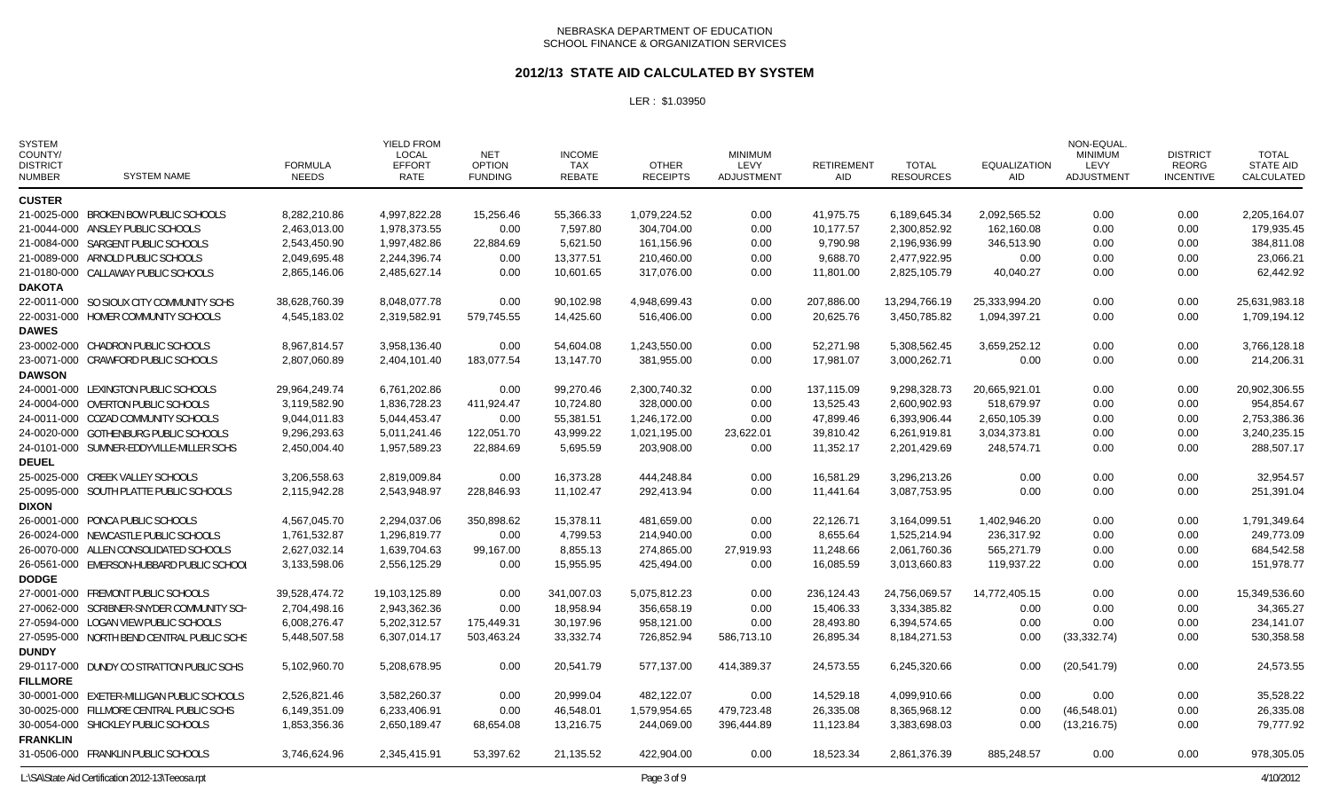NEBRASKA DEPARTMENT OF EDUCATION
SCHOOL FINANCE & ORGANIZATION SERVICES

## 2012/13 STATE AID CALCULATED BY SYSTEM

LER : $1.03950

| SYSTEM COUNTY/ DISTRICT NUMBER | SYSTEM NAME | FORMULA NEEDS | YIELD FROM LOCAL EFFORT RATE | NET OPTION FUNDING | INCOME TAX REBATE | OTHER RECEIPTS | MINIMUM LEVY ADJUSTMENT | RETIREMENT AID | TOTAL RESOURCES | EQUALIZATION AID | NON-EQUAL. MINIMUM LEVY ADJUSTMENT | DISTRICT REORG INCENTIVE | TOTAL STATE AID CALCULATED |
|---|---|---|---|---|---|---|---|---|---|---|---|---|---|
| **CUSTER** | | | | | | | | | | | | | |
| 21-0025-000 | BROKEN BOW PUBLIC SCHOOLS | 8,282,210.86 | 4,997,822.28 | 15,256.46 | 55,366.33 | 1,079,224.52 | 0.00 | 41,975.75 | 6,189,645.34 | 2,092,565.52 | 0.00 | 0.00 | 2,205,164.07 |
| 21-0044-000 | ANSLEY PUBLIC SCHOOLS | 2,463,013.00 | 1,978,373.55 | 0.00 | 7,597.80 | 304,704.00 | 0.00 | 10,177.57 | 2,300,852.92 | 162,160.08 | 0.00 | 0.00 | 179,935.45 |
| 21-0084-000 | SARGENT PUBLIC SCHOOLS | 2,543,450.90 | 1,997,482.86 | 22,884.69 | 5,621.50 | 161,156.96 | 0.00 | 9,790.98 | 2,196,936.99 | 346,513.90 | 0.00 | 0.00 | 384,811.08 |
| 21-0089-000 | ARNOLD PUBLIC SCHOOLS | 2,049,695.48 | 2,244,396.74 | 0.00 | 13,377.51 | 210,460.00 | 0.00 | 9,688.70 | 2,477,922.95 | 0.00 | 0.00 | 0.00 | 23,066.21 |
| 21-0180-000 | CALLAWAY PUBLIC SCHOOLS | 2,865,146.06 | 2,485,627.14 | 0.00 | 10,601.65 | 317,076.00 | 0.00 | 11,801.00 | 2,825,105.79 | 40,040.27 | 0.00 | 0.00 | 62,442.92 |
| **DAKOTA** | | | | | | | | | | | | | |
| 22-0011-000 | SO SIOUX CITY COMMUNITY SCHS | 38,628,760.39 | 8,048,077.78 | 0.00 | 90,102.98 | 4,948,699.43 | 0.00 | 207,886.00 | 13,294,766.19 | 25,333,994.20 | 0.00 | 0.00 | 25,631,983.18 |
| 22-0031-000 | HOMER COMMUNITY SCHOOLS | 4,545,183.02 | 2,319,582.91 | 579,745.55 | 14,425.60 | 516,406.00 | 0.00 | 20,625.76 | 3,450,785.82 | 1,094,397.21 | 0.00 | 0.00 | 1,709,194.12 |
| **DAWES** | | | | | | | | | | | | | |
| 23-0002-000 | CHADRON PUBLIC SCHOOLS | 8,967,814.57 | 3,958,136.40 | 0.00 | 54,604.08 | 1,243,550.00 | 0.00 | 52,271.98 | 5,308,562.45 | 3,659,252.12 | 0.00 | 0.00 | 3,766,128.18 |
| 23-0071-000 | CRAWFORD PUBLIC SCHOOLS | 2,807,060.89 | 2,404,101.40 | 183,077.54 | 13,147.70 | 381,955.00 | 0.00 | 17,981.07 | 3,000,262.71 | 0.00 | 0.00 | 0.00 | 214,206.31 |
| **DAWSON** | | | | | | | | | | | | | |
| 24-0001-000 | LEXINGTON PUBLIC SCHOOLS | 29,964,249.74 | 6,761,202.86 | 0.00 | 99,270.46 | 2,300,740.32 | 0.00 | 137,115.09 | 9,298,328.73 | 20,665,921.01 | 0.00 | 0.00 | 20,902,306.55 |
| 24-0004-000 | OVERTON PUBLIC SCHOOLS | 3,119,582.90 | 1,836,728.23 | 411,924.47 | 10,724.80 | 328,000.00 | 0.00 | 13,525.43 | 2,600,902.93 | 518,679.97 | 0.00 | 0.00 | 954,854.67 |
| 24-0011-000 | COZAD COMMUNITY SCHOOLS | 9,044,011.83 | 5,044,453.47 | 0.00 | 55,381.51 | 1,246,172.00 | 0.00 | 47,899.46 | 6,393,906.44 | 2,650,105.39 | 0.00 | 0.00 | 2,753,386.36 |
| 24-0020-000 | GOTHENBURG PUBLIC SCHOOLS | 9,296,293.63 | 5,011,241.46 | 122,051.70 | 43,999.22 | 1,021,195.00 | 23,622.01 | 39,810.42 | 6,261,919.81 | 3,034,373.81 | 0.00 | 0.00 | 3,240,235.15 |
| 24-0101-000 | SUMNER-EDDYVILLE-MILLER SCHS | 2,450,004.40 | 1,957,589.23 | 22,884.69 | 5,695.59 | 203,908.00 | 0.00 | 11,352.17 | 2,201,429.69 | 248,574.71 | 0.00 | 0.00 | 288,507.17 |
| **DEUEL** | | | | | | | | | | | | | |
| 25-0025-000 | CREEK VALLEY SCHOOLS | 3,206,558.63 | 2,819,009.84 | 0.00 | 16,373.28 | 444,248.84 | 0.00 | 16,581.29 | 3,296,213.26 | 0.00 | 0.00 | 0.00 | 32,954.57 |
| 25-0095-000 | SOUTH PLATTE PUBLIC SCHOOLS | 2,115,942.28 | 2,543,948.97 | 228,846.93 | 11,102.47 | 292,413.94 | 0.00 | 11,441.64 | 3,087,753.95 | 0.00 | 0.00 | 0.00 | 251,391.04 |
| **DIXON** | | | | | | | | | | | | | |
| 26-0001-000 | PONCA PUBLIC SCHOOLS | 4,567,045.70 | 2,294,037.06 | 350,898.62 | 15,378.11 | 481,659.00 | 0.00 | 22,126.71 | 3,164,099.51 | 1,402,946.20 | 0.00 | 0.00 | 1,791,349.64 |
| 26-0024-000 | NEWCASTLE PUBLIC SCHOOLS | 1,761,532.87 | 1,296,819.77 | 0.00 | 4,799.53 | 214,940.00 | 0.00 | 8,655.64 | 1,525,214.94 | 236,317.92 | 0.00 | 0.00 | 249,773.09 |
| 26-0070-000 | ALLEN CONSOLIDATED SCHOOLS | 2,627,032.14 | 1,639,704.63 | 99,167.00 | 8,855.13 | 274,865.00 | 27,919.93 | 11,248.66 | 2,061,760.36 | 565,271.79 | 0.00 | 0.00 | 684,542.58 |
| 26-0561-000 | EMERSON-HUBBARD PUBLIC SCHOOI | 3,133,598.06 | 2,556,125.29 | 0.00 | 15,955.95 | 425,494.00 | 0.00 | 16,085.59 | 3,013,660.83 | 119,937.22 | 0.00 | 0.00 | 151,978.77 |
| **DODGE** | | | | | | | | | | | | | |
| 27-0001-000 | FREMONT PUBLIC SCHOOLS | 39,528,474.72 | 19,103,125.89 | 0.00 | 341,007.03 | 5,075,812.23 | 0.00 | 236,124.43 | 24,756,069.57 | 14,772,405.15 | 0.00 | 0.00 | 15,349,536.60 |
| 27-0062-000 | SCRIBNER-SNYDER COMMUNITY SCH | 2,704,498.16 | 2,943,362.36 | 0.00 | 18,958.94 | 356,658.19 | 0.00 | 15,406.33 | 3,334,385.82 | 0.00 | 0.00 | 0.00 | 34,365.27 |
| 27-0594-000 | LOGAN VIEW PUBLIC SCHOOLS | 6,008,276.47 | 5,202,312.57 | 175,449.31 | 30,197.96 | 958,121.00 | 0.00 | 28,493.80 | 6,394,574.65 | 0.00 | 0.00 | 0.00 | 234,141.07 |
| 27-0595-000 | NORTH BEND CENTRAL PUBLIC SCHS | 5,448,507.58 | 6,307,014.17 | 503,463.24 | 33,332.74 | 726,852.94 | 586,713.10 | 26,895.34 | 8,184,271.53 | 0.00 | (33,332.74) | 0.00 | 530,358.58 |
| **DUNDY** | | | | | | | | | | | | | |
| 29-0117-000 | DUNDY CO STRATTON PUBLIC SCHS | 5,102,960.70 | 5,208,678.95 | 0.00 | 20,541.79 | 577,137.00 | 414,389.37 | 24,573.55 | 6,245,320.66 | 0.00 | (20,541.79) | 0.00 | 24,573.55 |
| **FILLMORE** | | | | | | | | | | | | | |
| 30-0001-000 | EXETER-MILLIGAN PUBLIC SCHOOLS | 2,526,821.46 | 3,582,260.37 | 0.00 | 20,999.04 | 482,122.07 | 0.00 | 14,529.18 | 4,099,910.66 | 0.00 | 0.00 | 0.00 | 35,528.22 |
| 30-0025-000 | FILLMORE CENTRAL PUBLIC SCHS | 6,149,351.09 | 6,233,406.91 | 0.00 | 46,548.01 | 1,579,954.65 | 479,723.48 | 26,335.08 | 8,365,968.12 | 0.00 | (46,548.01) | 0.00 | 26,335.08 |
| 30-0054-000 | SHICKLEY PUBLIC SCHOOLS | 1,853,356.36 | 2,650,189.47 | 68,654.08 | 13,216.75 | 244,069.00 | 396,444.89 | 11,123.84 | 3,383,698.03 | 0.00 | (13,216.75) | 0.00 | 79,777.92 |
| **FRANKLIN** | | | | | | | | | | | | | |
| 31-0506-000 | FRANKLIN PUBLIC SCHOOLS | 3,746,624.96 | 2,345,415.91 | 53,397.62 | 21,135.52 | 422,904.00 | 0.00 | 18,523.34 | 2,861,376.39 | 885,248.57 | 0.00 | 0.00 | 978,305.05 |

L:\SA\State Aid Certification 2012-13\Teeosa.rpt — 4/10/2012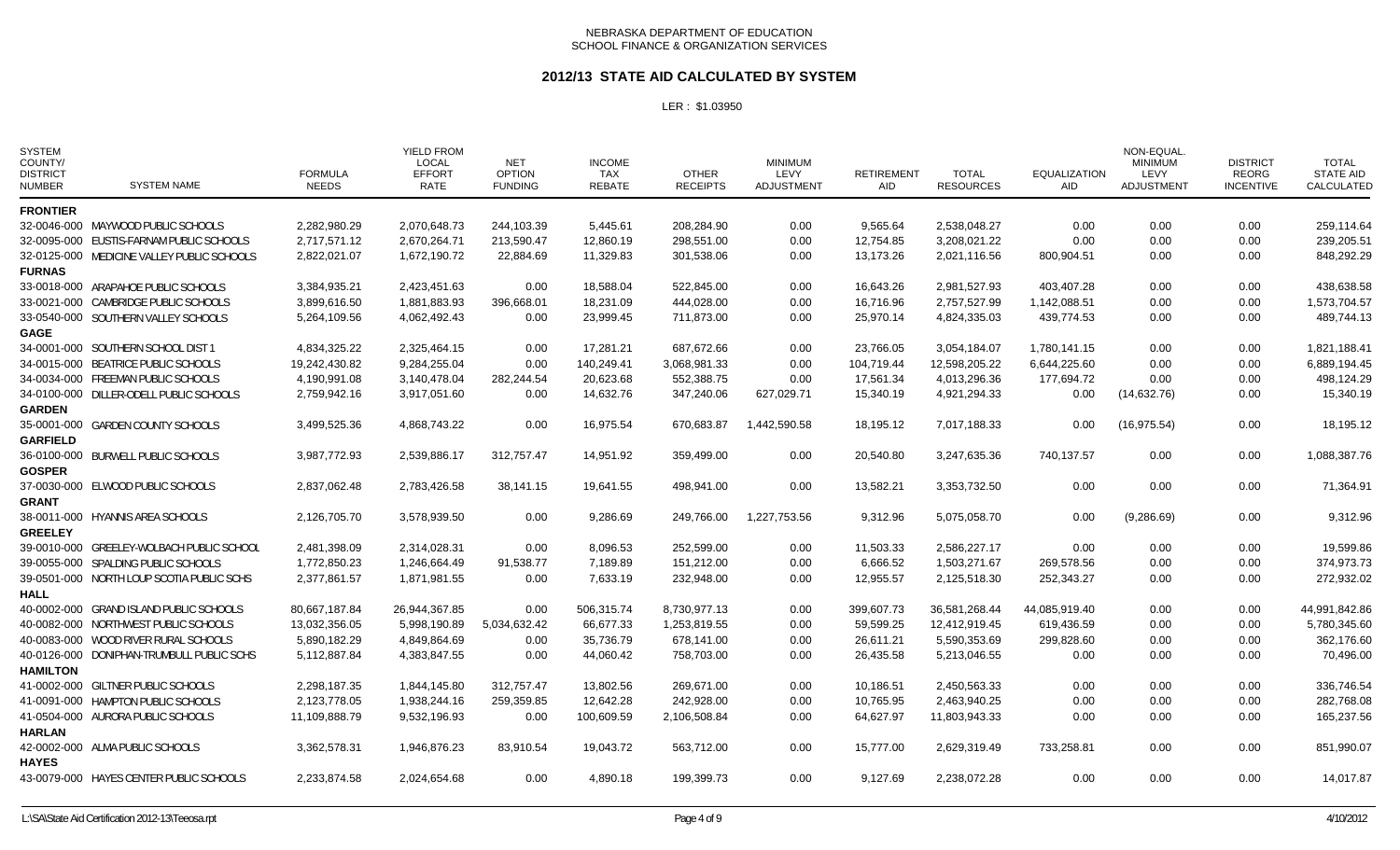NEBRASKA DEPARTMENT OF EDUCATION
SCHOOL FINANCE & ORGANIZATION SERVICES

## 2012/13 STATE AID CALCULATED BY SYSTEM

LER : $1.03950

| SYSTEM COUNTY/ DISTRICT NUMBER | SYSTEM NAME | FORMULA NEEDS | YIELD FROM LOCAL EFFORT RATE | NET OPTION FUNDING | INCOME TAX REBATE | OTHER RECEIPTS | MINIMUM LEVY ADJUSTMENT | RETIREMENT AID | TOTAL RESOURCES | EQUALIZATION AID | NON-EQUAL. MINIMUM LEVY ADJUSTMENT | DISTRICT REORG INCENTIVE | TOTAL STATE AID CALCULATED |
|---|---|---|---|---|---|---|---|---|---|---|---|---|---|
| **FRONTIER** | | | | | | | | | | | | | |
| 32-0046-000 | MAYWOOD PUBLIC SCHOOLS | 2,282,980.29 | 2,070,648.73 | 244,103.39 | 5,445.61 | 208,284.90 | 0.00 | 9,565.64 | 2,538,048.27 | 0.00 | 0.00 | 0.00 | 259,114.64 |
| 32-0095-000 | EUSTIS-FARNAM PUBLIC SCHOOLS | 2,717,571.12 | 2,670,264.71 | 213,590.47 | 12,860.19 | 298,551.00 | 0.00 | 12,754.85 | 3,208,021.22 | 0.00 | 0.00 | 0.00 | 239,205.51 |
| 32-0125-000 | MEDICINE VALLEY PUBLIC SCHOOLS | 2,822,021.07 | 1,672,190.72 | 22,884.69 | 11,329.83 | 301,538.06 | 0.00 | 13,173.26 | 2,021,116.56 | 800,904.51 | 0.00 | 0.00 | 848,292.29 |
| **FURNAS** | | | | | | | | | | | | | |
| 33-0018-000 | ARAPAHOE PUBLIC SCHOOLS | 3,384,935.21 | 2,423,451.63 | 0.00 | 18,588.04 | 522,845.00 | 0.00 | 16,643.26 | 2,981,527.93 | 403,407.28 | 0.00 | 0.00 | 438,638.58 |
| 33-0021-000 | CAMBRIDGE PUBLIC SCHOOLS | 3,899,616.50 | 1,881,883.93 | 396,668.01 | 18,231.09 | 444,028.00 | 0.00 | 16,716.96 | 2,757,527.99 | 1,142,088.51 | 0.00 | 0.00 | 1,573,704.57 |
| 33-0540-000 | SOUTHERN VALLEY SCHOOLS | 5,264,109.56 | 4,062,492.43 | 0.00 | 23,999.45 | 711,873.00 | 0.00 | 25,970.14 | 4,824,335.03 | 439,774.53 | 0.00 | 0.00 | 489,744.13 |
| **GAGE** | | | | | | | | | | | | | |
| 34-0001-000 | SOUTHERN SCHOOL DIST 1 | 4,834,325.22 | 2,325,464.15 | 0.00 | 17,281.21 | 687,672.66 | 0.00 | 23,766.05 | 3,054,184.07 | 1,780,141.15 | 0.00 | 0.00 | 1,821,188.41 |
| 34-0015-000 | BEATRICE PUBLIC SCHOOLS | 19,242,430.82 | 9,284,255.04 | 0.00 | 140,249.41 | 3,068,981.33 | 0.00 | 104,719.44 | 12,598,205.22 | 6,644,225.60 | 0.00 | 0.00 | 6,889,194.45 |
| 34-0034-000 | FREEMAN PUBLIC SCHOOLS | 4,190,991.08 | 3,140,478.04 | 282,244.54 | 20,623.68 | 552,388.75 | 0.00 | 17,561.34 | 4,013,296.36 | 177,694.72 | 0.00 | 0.00 | 498,124.29 |
| 34-0100-000 | DILLER-ODELL PUBLIC SCHOOLS | 2,759,942.16 | 3,917,051.60 | 0.00 | 14,632.76 | 347,240.06 | 627,029.71 | 15,340.19 | 4,921,294.33 | 0.00 | (14,632.76) | 0.00 | 15,340.19 |
| **GARDEN** | | | | | | | | | | | | | |
| 35-0001-000 | GARDEN COUNTY SCHOOLS | 3,499,525.36 | 4,868,743.22 | 0.00 | 16,975.54 | 670,683.87 | 1,442,590.58 | 18,195.12 | 7,017,188.33 | 0.00 | (16,975.54) | 0.00 | 18,195.12 |
| **GARFIELD** | | | | | | | | | | | | | |
| 36-0100-000 | BURWELL PUBLIC SCHOOLS | 3,987,772.93 | 2,539,886.17 | 312,757.47 | 14,951.92 | 359,499.00 | 0.00 | 20,540.80 | 3,247,635.36 | 740,137.57 | 0.00 | 0.00 | 1,088,387.76 |
| **GOSPER** | | | | | | | | | | | | | |
| 37-0030-000 | ELWOOD PUBLIC SCHOOLS | 2,837,062.48 | 2,783,426.58 | 38,141.15 | 19,641.55 | 498,941.00 | 0.00 | 13,582.21 | 3,353,732.50 | 0.00 | 0.00 | 0.00 | 71,364.91 |
| **GRANT** | | | | | | | | | | | | | |
| 38-0011-000 | HYANNIS AREA SCHOOLS | 2,126,705.70 | 3,578,939.50 | 0.00 | 9,286.69 | 249,766.00 | 1,227,753.56 | 9,312.96 | 5,075,058.70 | 0.00 | (9,286.69) | 0.00 | 9,312.96 |
| **GREELEY** | | | | | | | | | | | | | |
| 39-0010-000 | GREELEY-WOLBACH PUBLIC SCHOOL | 2,481,398.09 | 2,314,028.31 | 0.00 | 8,096.53 | 252,599.00 | 0.00 | 11,503.33 | 2,586,227.17 | 0.00 | 0.00 | 0.00 | 19,599.86 |
| 39-0055-000 | SPALDING PUBLIC SCHOOLS | 1,772,850.23 | 1,246,664.49 | 91,538.77 | 7,189.89 | 151,212.00 | 0.00 | 6,666.52 | 1,503,271.67 | 269,578.56 | 0.00 | 0.00 | 374,973.73 |
| 39-0501-000 | NORTH LOUP SCOTIA PUBLIC SCHS | 2,377,861.57 | 1,871,981.55 | 0.00 | 7,633.19 | 232,948.00 | 0.00 | 12,955.57 | 2,125,518.30 | 252,343.27 | 0.00 | 0.00 | 272,932.02 |
| **HALL** | | | | | | | | | | | | | |
| 40-0002-000 | GRAND ISLAND PUBLIC SCHOOLS | 80,667,187.84 | 26,944,367.85 | 0.00 | 506,315.74 | 8,730,977.13 | 0.00 | 399,607.73 | 36,581,268.44 | 44,085,919.40 | 0.00 | 0.00 | 44,991,842.86 |
| 40-0082-000 | NORTHWEST PUBLIC SCHOOLS | 13,032,356.05 | 5,998,190.89 | 5,034,632.42 | 66,677.33 | 1,253,819.55 | 0.00 | 59,599.25 | 12,412,919.45 | 619,436.59 | 0.00 | 0.00 | 5,780,345.60 |
| 40-0083-000 | WOOD RIVER RURAL SCHOOLS | 5,890,182.29 | 4,849,864.69 | 0.00 | 35,736.79 | 678,141.00 | 0.00 | 26,611.21 | 5,590,353.69 | 299,828.60 | 0.00 | 0.00 | 362,176.60 |
| 40-0126-000 | DONIPHAN-TRUMBULL PUBLIC SCHS | 5,112,887.84 | 4,383,847.55 | 0.00 | 44,060.42 | 758,703.00 | 0.00 | 26,435.58 | 5,213,046.55 | 0.00 | 0.00 | 0.00 | 70,496.00 |
| **HAMILTON** | | | | | | | | | | | | | |
| 41-0002-000 | GILTNER PUBLIC SCHOOLS | 2,298,187.35 | 1,844,145.80 | 312,757.47 | 13,802.56 | 269,671.00 | 0.00 | 10,186.51 | 2,450,563.33 | 0.00 | 0.00 | 0.00 | 336,746.54 |
| 41-0091-000 | HAMPTON PUBLIC SCHOOLS | 2,123,778.05 | 1,938,244.16 | 259,359.85 | 12,642.28 | 242,928.00 | 0.00 | 10,765.95 | 2,463,940.25 | 0.00 | 0.00 | 0.00 | 282,768.08 |
| 41-0504-000 | AURORA PUBLIC SCHOOLS | 11,109,888.79 | 9,532,196.93 | 0.00 | 100,609.59 | 2,106,508.84 | 0.00 | 64,627.97 | 11,803,943.33 | 0.00 | 0.00 | 0.00 | 165,237.56 |
| **HARLAN** | | | | | | | | | | | | | |
| 42-0002-000 | ALMA PUBLIC SCHOOLS | 3,362,578.31 | 1,946,876.23 | 83,910.54 | 19,043.72 | 563,712.00 | 0.00 | 15,777.00 | 2,629,319.49 | 733,258.81 | 0.00 | 0.00 | 851,990.07 |
| **HAYES** | | | | | | | | | | | | | |
| 43-0079-000 | HAYES CENTER PUBLIC SCHOOLS | 2,233,874.58 | 2,024,654.68 | 0.00 | 4,890.18 | 199,399.73 | 0.00 | 9,127.69 | 2,238,072.28 | 0.00 | 0.00 | 0.00 | 14,017.87 |

L:\SA\State Aid Certification 2012-13\Teeosa.rpt    4/10/2012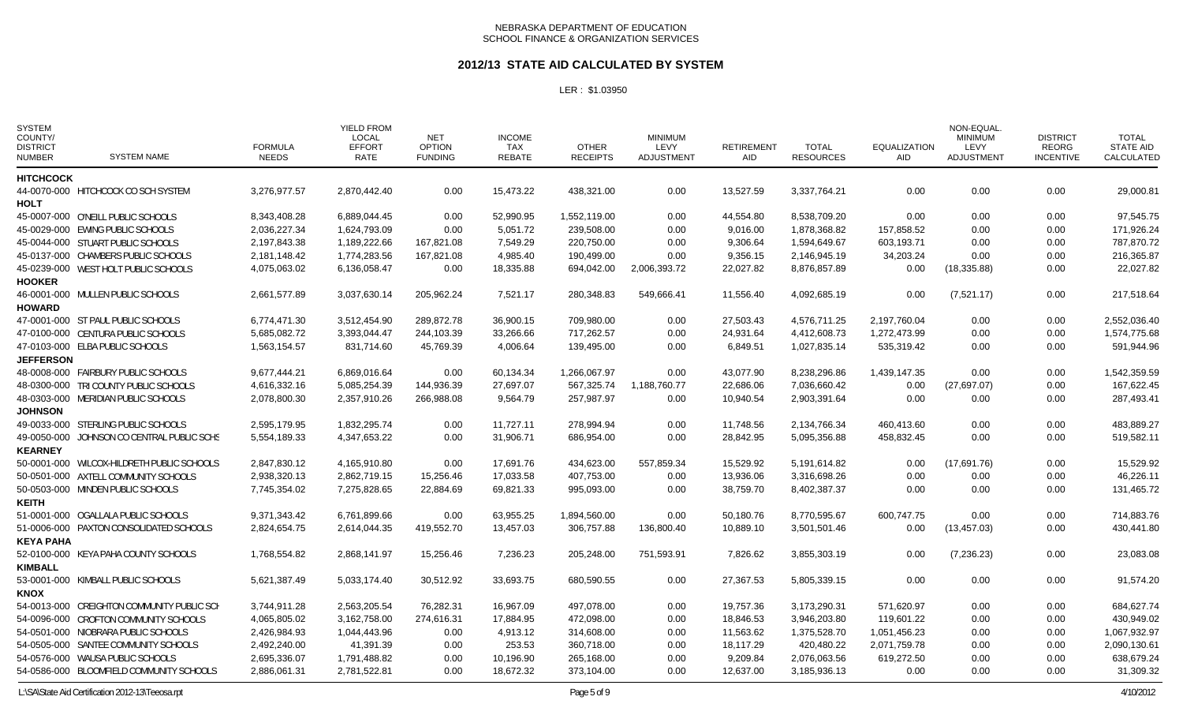NEBRASKA DEPARTMENT OF EDUCATION
SCHOOL FINANCE & ORGANIZATION SERVICES

## 2012/13 STATE AID CALCULATED BY SYSTEM

LER : $1.03950

| SYSTEM COUNTY/ DISTRICT NUMBER | SYSTEM NAME | FORMULA NEEDS | YIELD FROM LOCAL EFFORT RATE | NET OPTION FUNDING | INCOME TAX REBATE | OTHER RECEIPTS | MINIMUM LEVY ADJUSTMENT | RETIREMENT AID | TOTAL RESOURCES | EQUALIZATION AID | NON-EQUAL. MINIMUM LEVY ADJUSTMENT | DISTRICT REORG INCENTIVE | TOTAL STATE AID CALCULATED |
|---|---|---|---|---|---|---|---|---|---|---|---|---|---|
| **HITCHCOCK** | | | | | | | | | | | | | |
| 44-0070-000 | HITCHCOCK CO SCH SYSTEM | 3,276,977.57 | 2,870,442.40 | 0.00 | 15,473.22 | 438,321.00 | 0.00 | 13,527.59 | 3,337,764.21 | 0.00 | 0.00 | 0.00 | 29,000.81 |
| **HOLT** | | | | | | | | | | | | | |
| 45-0007-000 | O'NEILL PUBLIC SCHOOLS | 8,343,408.28 | 6,889,044.45 | 0.00 | 52,990.95 | 1,552,119.00 | 0.00 | 44,554.80 | 8,538,709.20 | 0.00 | 0.00 | 0.00 | 97,545.75 |
| 45-0029-000 | EWING PUBLIC SCHOOLS | 2,036,227.34 | 1,624,793.09 | 0.00 | 5,051.72 | 239,508.00 | 0.00 | 9,016.00 | 1,878,368.82 | 157,858.52 | 0.00 | 0.00 | 171,926.24 |
| 45-0044-000 | STUART PUBLIC SCHOOLS | 2,197,843.38 | 1,189,222.66 | 167,821.08 | 7,549.29 | 220,750.00 | 0.00 | 9,306.64 | 1,594,649.67 | 603,193.71 | 0.00 | 0.00 | 787,870.72 |
| 45-0137-000 | CHAMBERS PUBLIC SCHOOLS | 2,181,148.42 | 1,774,283.56 | 167,821.08 | 4,985.40 | 190,499.00 | 0.00 | 9,356.15 | 2,146,945.19 | 34,203.24 | 0.00 | 0.00 | 216,365.87 |
| 45-0239-000 | WEST HOLT PUBLIC SCHOOLS | 4,075,063.02 | 6,136,058.47 | 0.00 | 18,335.88 | 694,042.00 | 2,006,393.72 | 22,027.82 | 8,876,857.89 | 0.00 | (18,335.88) | 0.00 | 22,027.82 |
| **HOOKER** | | | | | | | | | | | | | |
| 46-0001-000 | MULLEN PUBLIC SCHOOLS | 2,661,577.89 | 3,037,630.14 | 205,962.24 | 7,521.17 | 280,348.83 | 549,666.41 | 11,556.40 | 4,092,685.19 | 0.00 | (7,521.17) | 0.00 | 217,518.64 |
| **HOWARD** | | | | | | | | | | | | | |
| 47-0001-000 | ST PAUL PUBLIC SCHOOLS | 6,774,471.30 | 3,512,454.90 | 289,872.78 | 36,900.15 | 709,980.00 | 0.00 | 27,503.43 | 4,576,711.25 | 2,197,760.04 | 0.00 | 0.00 | 2,552,036.40 |
| 47-0100-000 | CENTURA PUBLIC SCHOOLS | 5,685,082.72 | 3,393,044.47 | 244,103.39 | 33,266.66 | 717,262.57 | 0.00 | 24,931.64 | 4,412,608.73 | 1,272,473.99 | 0.00 | 0.00 | 1,574,775.68 |
| 47-0103-000 | ELBA PUBLIC SCHOOLS | 1,563,154.57 | 831,714.60 | 45,769.39 | 4,006.64 | 139,495.00 | 0.00 | 6,849.51 | 1,027,835.14 | 535,319.42 | 0.00 | 0.00 | 591,944.96 |
| **JEFFERSON** | | | | | | | | | | | | | |
| 48-0008-000 | FAIRBURY PUBLIC SCHOOLS | 9,677,444.21 | 6,869,016.64 | 0.00 | 60,134.34 | 1,266,067.97 | 0.00 | 43,077.90 | 8,238,296.86 | 1,439,147.35 | 0.00 | 0.00 | 1,542,359.59 |
| 48-0300-000 | TRI COUNTY PUBLIC SCHOOLS | 4,616,332.16 | 5,085,254.39 | 144,936.39 | 27,697.07 | 567,325.74 | 1,188,760.77 | 22,686.06 | 7,036,660.42 | 0.00 | (27,697.07) | 0.00 | 167,622.45 |
| 48-0303-000 | MERIDIAN PUBLIC SCHOOLS | 2,078,800.30 | 2,357,910.26 | 266,988.08 | 9,564.79 | 257,987.97 | 0.00 | 10,940.54 | 2,903,391.64 | 0.00 | 0.00 | 0.00 | 287,493.41 |
| **JOHNSON** | | | | | | | | | | | | | |
| 49-0033-000 | STERLING PUBLIC SCHOOLS | 2,595,179.95 | 1,832,295.74 | 0.00 | 11,727.11 | 278,994.94 | 0.00 | 11,748.56 | 2,134,766.34 | 460,413.60 | 0.00 | 0.00 | 483,889.27 |
| 49-0050-000 | JOHNSON CO CENTRAL PUBLIC SCHS | 5,554,189.33 | 4,347,653.22 | 0.00 | 31,906.71 | 686,954.00 | 0.00 | 28,842.95 | 5,095,356.88 | 458,832.45 | 0.00 | 0.00 | 519,582.11 |
| **KEARNEY** | | | | | | | | | | | | | |
| 50-0001-000 | WILCOX-HILDRETH PUBLIC SCHOOLS | 2,847,830.12 | 4,165,910.80 | 0.00 | 17,691.76 | 434,623.00 | 557,859.34 | 15,529.92 | 5,191,614.82 | 0.00 | (17,691.76) | 0.00 | 15,529.92 |
| 50-0501-000 | AXTELL COMMUNITY SCHOOLS | 2,938,320.13 | 2,862,719.15 | 15,256.46 | 17,033.58 | 407,753.00 | 0.00 | 13,936.06 | 3,316,698.26 | 0.00 | 0.00 | 0.00 | 46,226.11 |
| 50-0503-000 | MINDEN PUBLIC SCHOOLS | 7,745,354.02 | 7,275,828.65 | 22,884.69 | 69,821.33 | 995,093.00 | 0.00 | 38,759.70 | 8,402,387.37 | 0.00 | 0.00 | 0.00 | 131,465.72 |
| **KEITH** | | | | | | | | | | | | | |
| 51-0001-000 | OGALLALA PUBLIC SCHOOLS | 9,371,343.42 | 6,761,899.66 | 0.00 | 63,955.25 | 1,894,560.00 | 0.00 | 50,180.76 | 8,770,595.67 | 600,747.75 | 0.00 | 0.00 | 714,883.76 |
| 51-0006-000 | PAXTON CONSOLIDATED SCHOOLS | 2,824,654.75 | 2,614,044.35 | 419,552.70 | 13,457.03 | 306,757.88 | 136,800.40 | 10,889.10 | 3,501,501.46 | 0.00 | (13,457.03) | 0.00 | 430,441.80 |
| **KEYA PAHA** | | | | | | | | | | | | | |
| 52-0100-000 | KEYA PAHA COUNTY SCHOOLS | 1,768,554.82 | 2,868,141.97 | 15,256.46 | 7,236.23 | 205,248.00 | 751,593.91 | 7,826.62 | 3,855,303.19 | 0.00 | (7,236.23) | 0.00 | 23,083.08 |
| **KIMBALL** | | | | | | | | | | | | | |
| 53-0001-000 | KIMBALL PUBLIC SCHOOLS | 5,621,387.49 | 5,033,174.40 | 30,512.92 | 33,693.75 | 680,590.55 | 0.00 | 27,367.53 | 5,805,339.15 | 0.00 | 0.00 | 0.00 | 91,574.20 |
| **KNOX** | | | | | | | | | | | | | |
| 54-0013-000 | CREIGHTON COMMUNITY PUBLIC SCH | 3,744,911.28 | 2,563,205.54 | 76,282.31 | 16,967.09 | 497,078.00 | 0.00 | 19,757.36 | 3,173,290.31 | 571,620.97 | 0.00 | 0.00 | 684,627.74 |
| 54-0096-000 | CROFTON COMMUNITY SCHOOLS | 4,065,805.02 | 3,162,758.00 | 274,616.31 | 17,884.95 | 472,098.00 | 0.00 | 18,846.53 | 3,946,203.80 | 119,601.22 | 0.00 | 0.00 | 430,949.02 |
| 54-0501-000 | NIOBRARA PUBLIC SCHOOLS | 2,426,984.93 | 1,044,443.96 | 0.00 | 4,913.12 | 314,608.00 | 0.00 | 11,563.62 | 1,375,528.70 | 1,051,456.23 | 0.00 | 0.00 | 1,067,932.97 |
| 54-0505-000 | SANTEE COMMUNITY SCHOOLS | 2,492,240.00 | 41,391.39 | 0.00 | 253.53 | 360,718.00 | 0.00 | 18,117.29 | 420,480.22 | 2,071,759.78 | 0.00 | 0.00 | 2,090,130.61 |
| 54-0576-000 | WAUSA PUBLIC SCHOOLS | 2,695,336.07 | 1,791,488.82 | 0.00 | 10,196.90 | 265,168.00 | 0.00 | 9,209.84 | 2,076,063.56 | 619,272.50 | 0.00 | 0.00 | 638,679.24 |
| 54-0586-000 | BLOOMFIELD COMMUNITY SCHOOLS | 2,886,061.31 | 2,781,522.81 | 0.00 | 18,672.32 | 373,104.00 | 0.00 | 12,637.00 | 3,185,936.13 | 0.00 | 0.00 | 0.00 | 31,309.32 |

L:\SA\State Aid Certification 2012-13\Teeosa.rpt 4/10/2012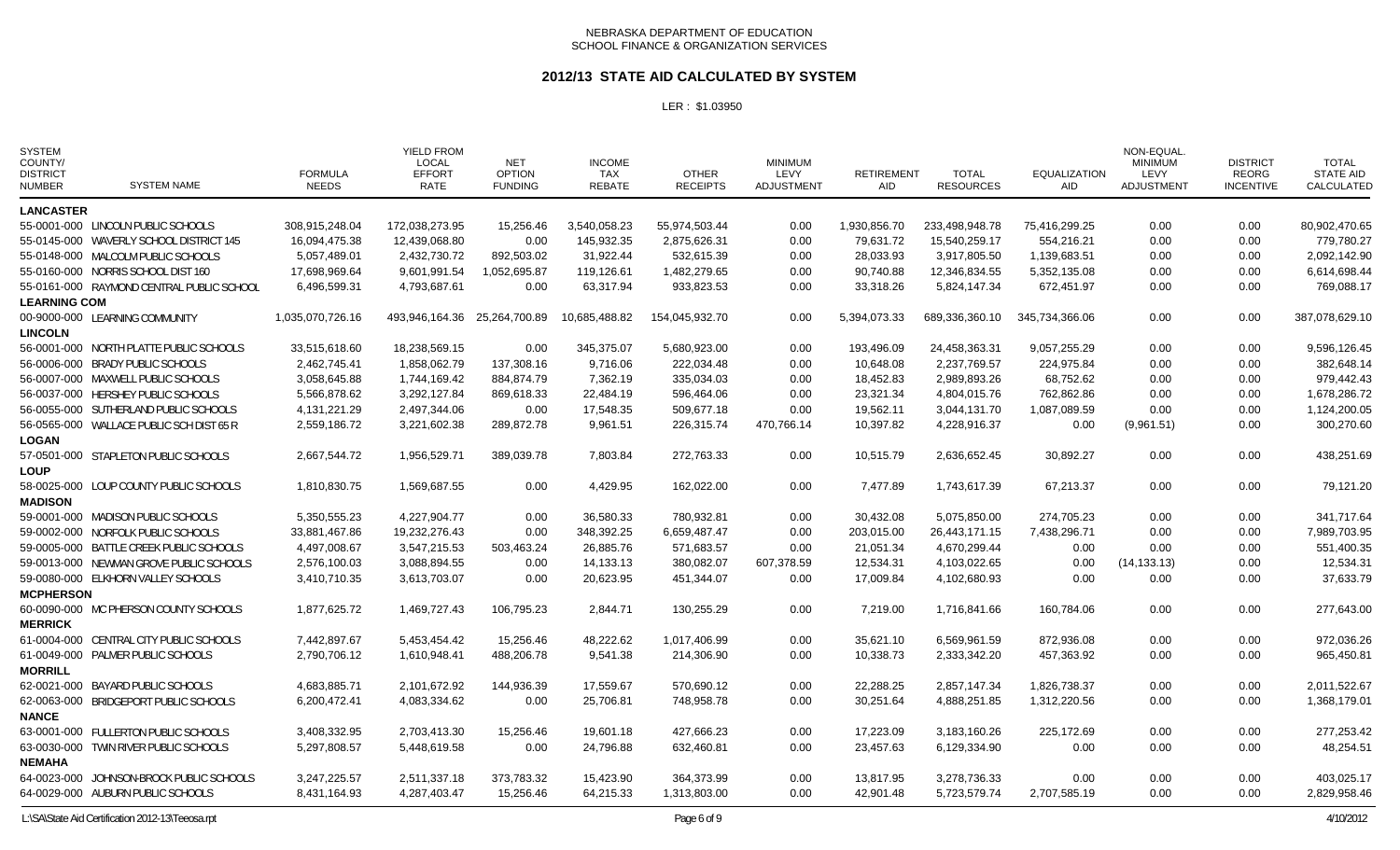NEBRASKA DEPARTMENT OF EDUCATION
SCHOOL FINANCE & ORGANIZATION SERVICES

## 2012/13 STATE AID CALCULATED BY SYSTEM

LER : $1.03950

| SYSTEM COUNTY/ DISTRICT NUMBER | SYSTEM NAME | FORMULA NEEDS | YIELD FROM LOCAL EFFORT RATE | NET OPTION FUNDING | INCOME TAX REBATE | OTHER RECEIPTS | MINIMUM LEVY ADJUSTMENT | RETIREMENT AID | TOTAL RESOURCES | EQUALIZATION AID | NON-EQUAL. MINIMUM LEVY ADJUSTMENT | DISTRICT REORG INCENTIVE | TOTAL STATE AID CALCULATED |
|---|---|---|---|---|---|---|---|---|---|---|---|---|---|
| **LANCASTER** | | | | | | | | | | | | | |
| 55-0001-000 | LINCOLN PUBLIC SCHOOLS | 308,915,248.04 | 172,038,273.95 | 15,256.46 | 3,540,058.23 | 55,974,503.44 | 0.00 | 1,930,856.70 | 233,498,948.78 | 75,416,299.25 | 0.00 | 0.00 | 80,902,470.65 |
| 55-0145-000 | WAVERLY SCHOOL DISTRICT 145 | 16,094,475.38 | 12,439,068.80 | 0.00 | 145,932.35 | 2,875,626.31 | 0.00 | 79,631.72 | 15,540,259.17 | 554,216.21 | 0.00 | 0.00 | 779,780.27 |
| 55-0148-000 | MALCOLM PUBLIC SCHOOLS | 5,057,489.01 | 2,432,730.72 | 892,503.02 | 31,922.44 | 532,615.39 | 0.00 | 28,033.93 | 3,917,805.50 | 1,139,683.51 | 0.00 | 0.00 | 2,092,142.90 |
| 55-0160-000 | NORRIS SCHOOL DIST 160 | 17,698,969.64 | 9,601,991.54 | 1,052,695.87 | 119,126.61 | 1,482,279.65 | 0.00 | 90,740.88 | 12,346,834.55 | 5,352,135.08 | 0.00 | 0.00 | 6,614,698.44 |
| 55-0161-000 | RAYMOND CENTRAL PUBLIC SCHOOL | 6,496,599.31 | 4,793,687.61 | 0.00 | 63,317.94 | 933,823.53 | 0.00 | 33,318.26 | 5,824,147.34 | 672,451.97 | 0.00 | 0.00 | 769,088.17 |
| **LEARNING COM** | | | | | | | | | | | | | |
| 00-9000-000 | LEARNING COMMUNITY | 1,035,070,726.16 | 493,946,164.36 | 25,264,700.89 | 10,685,488.82 | 154,045,932.70 | 0.00 | 5,394,073.33 | 689,336,360.10 | 345,734,366.06 | 0.00 | 0.00 | 387,078,629.10 |
| **LINCOLN** | | | | | | | | | | | | | |
| 56-0001-000 | NORTH PLATTE PUBLIC SCHOOLS | 33,515,618.60 | 18,238,569.15 | 0.00 | 345,375.07 | 5,680,923.00 | 0.00 | 193,496.09 | 24,458,363.31 | 9,057,255.29 | 0.00 | 0.00 | 9,596,126.45 |
| 56-0006-000 | BRADY PUBLIC SCHOOLS | 2,462,745.41 | 1,858,062.79 | 137,308.16 | 9,716.06 | 222,034.48 | 0.00 | 10,648.08 | 2,237,769.57 | 224,975.84 | 0.00 | 0.00 | 382,648.14 |
| 56-0007-000 | MAXWELL PUBLIC SCHOOLS | 3,058,645.88 | 1,744,169.42 | 884,874.79 | 7,362.19 | 335,034.03 | 0.00 | 18,452.83 | 2,989,893.26 | 68,752.62 | 0.00 | 0.00 | 979,442.43 |
| 56-0037-000 | HERSHEY PUBLIC SCHOOLS | 5,566,878.62 | 3,292,127.84 | 869,618.33 | 22,484.19 | 596,464.06 | 0.00 | 23,321.34 | 4,804,015.76 | 762,862.86 | 0.00 | 0.00 | 1,678,286.72 |
| 56-0055-000 | SUTHERLAND PUBLIC SCHOOLS | 4,131,221.29 | 2,497,344.06 | 0.00 | 17,548.35 | 509,677.18 | 0.00 | 19,562.11 | 3,044,131.70 | 1,087,089.59 | 0.00 | 0.00 | 1,124,200.05 |
| 56-0565-000 | WALLACE PUBLIC SCH DIST 65 R | 2,559,186.72 | 3,221,602.38 | 289,872.78 | 9,961.51 | 226,315.74 | 470,766.14 | 10,397.82 | 4,228,916.37 | 0.00 | (9,961.51) | 0.00 | 300,270.60 |
| **LOGAN** | | | | | | | | | | | | | |
| 57-0501-000 | STAPLETON PUBLIC SCHOOLS | 2,667,544.72 | 1,956,529.71 | 389,039.78 | 7,803.84 | 272,763.33 | 0.00 | 10,515.79 | 2,636,652.45 | 30,892.27 | 0.00 | 0.00 | 438,251.69 |
| **LOUP** | | | | | | | | | | | | | |
| 58-0025-000 | LOUP COUNTY PUBLIC SCHOOLS | 1,810,830.75 | 1,569,687.55 | 0.00 | 4,429.95 | 162,022.00 | 0.00 | 7,477.89 | 1,743,617.39 | 67,213.37 | 0.00 | 0.00 | 79,121.20 |
| **MADISON** | | | | | | | | | | | | | |
| 59-0001-000 | MADISON PUBLIC SCHOOLS | 5,350,555.23 | 4,227,904.77 | 0.00 | 36,580.33 | 780,932.81 | 0.00 | 30,432.08 | 5,075,850.00 | 274,705.23 | 0.00 | 0.00 | 341,717.64 |
| 59-0002-000 | NORFOLK PUBLIC SCHOOLS | 33,881,467.86 | 19,232,276.43 | 0.00 | 348,392.25 | 6,659,487.47 | 0.00 | 203,015.00 | 26,443,171.15 | 7,438,296.71 | 0.00 | 0.00 | 7,989,703.95 |
| 59-0005-000 | BATTLE CREEK PUBLIC SCHOOLS | 4,497,008.67 | 3,547,215.53 | 503,463.24 | 26,885.76 | 571,683.57 | 0.00 | 21,051.34 | 4,670,299.44 | 0.00 | 0.00 | 0.00 | 551,400.35 |
| 59-0013-000 | NEWMAN GROVE PUBLIC SCHOOLS | 2,576,100.03 | 3,088,894.55 | 0.00 | 14,133.13 | 380,082.07 | 607,378.59 | 12,534.31 | 4,103,022.65 | 0.00 | (14,133.13) | 0.00 | 12,534.31 |
| 59-0080-000 | ELKHORN VALLEY SCHOOLS | 3,410,710.35 | 3,613,703.07 | 0.00 | 20,623.95 | 451,344.07 | 0.00 | 17,009.84 | 4,102,680.93 | 0.00 | 0.00 | 0.00 | 37,633.79 |
| **MCPHERSON** | | | | | | | | | | | | | |
| 60-0090-000 | MC PHERSON COUNTY SCHOOLS | 1,877,625.72 | 1,469,727.43 | 106,795.23 | 2,844.71 | 130,255.29 | 0.00 | 7,219.00 | 1,716,841.66 | 160,784.06 | 0.00 | 0.00 | 277,643.00 |
| **MERRICK** | | | | | | | | | | | | | |
| 61-0004-000 | CENTRAL CITY PUBLIC SCHOOLS | 7,442,897.67 | 5,453,454.42 | 15,256.46 | 48,222.62 | 1,017,406.99 | 0.00 | 35,621.10 | 6,569,961.59 | 872,936.08 | 0.00 | 0.00 | 972,036.26 |
| 61-0049-000 | PALMER PUBLIC SCHOOLS | 2,790,706.12 | 1,610,948.41 | 488,206.78 | 9,541.38 | 214,306.90 | 0.00 | 10,338.73 | 2,333,342.20 | 457,363.92 | 0.00 | 0.00 | 965,450.81 |
| **MORRILL** | | | | | | | | | | | | | |
| 62-0021-000 | BAYARD PUBLIC SCHOOLS | 4,683,885.71 | 2,101,672.92 | 144,936.39 | 17,559.67 | 570,690.12 | 0.00 | 22,288.25 | 2,857,147.34 | 1,826,738.37 | 0.00 | 0.00 | 2,011,522.67 |
| 62-0063-000 | BRIDGEPORT PUBLIC SCHOOLS | 6,200,472.41 | 4,083,334.62 | 0.00 | 25,706.81 | 748,958.78 | 0.00 | 30,251.64 | 4,888,251.85 | 1,312,220.56 | 0.00 | 0.00 | 1,368,179.01 |
| **NANCE** | | | | | | | | | | | | | |
| 63-0001-000 | FULLERTON PUBLIC SCHOOLS | 3,408,332.95 | 2,703,413.30 | 15,256.46 | 19,601.18 | 427,666.23 | 0.00 | 17,223.09 | 3,183,160.26 | 225,172.69 | 0.00 | 0.00 | 277,253.42 |
| 63-0030-000 | TWIN RIVER PUBLIC SCHOOLS | 5,297,808.57 | 5,448,619.58 | 0.00 | 24,796.88 | 632,460.81 | 0.00 | 23,457.63 | 6,129,334.90 | 0.00 | 0.00 | 0.00 | 48,254.51 |
| **NEMAHA** | | | | | | | | | | | | | |
| 64-0023-000 | JOHNSON-BROCK PUBLIC SCHOOLS | 3,247,225.57 | 2,511,337.18 | 373,783.32 | 15,423.90 | 364,373.99 | 0.00 | 13,817.95 | 3,278,736.33 | 0.00 | 0.00 | 0.00 | 403,025.17 |
| 64-0029-000 | AUBURN PUBLIC SCHOOLS | 8,431,164.93 | 4,287,403.47 | 15,256.46 | 64,215.33 | 1,313,803.00 | 0.00 | 42,901.48 | 5,723,579.74 | 2,707,585.19 | 0.00 | 0.00 | 2,829,958.46 |

L:\SA\State Aid Certification 2012-13\Teeosa.rpt — 4/10/2012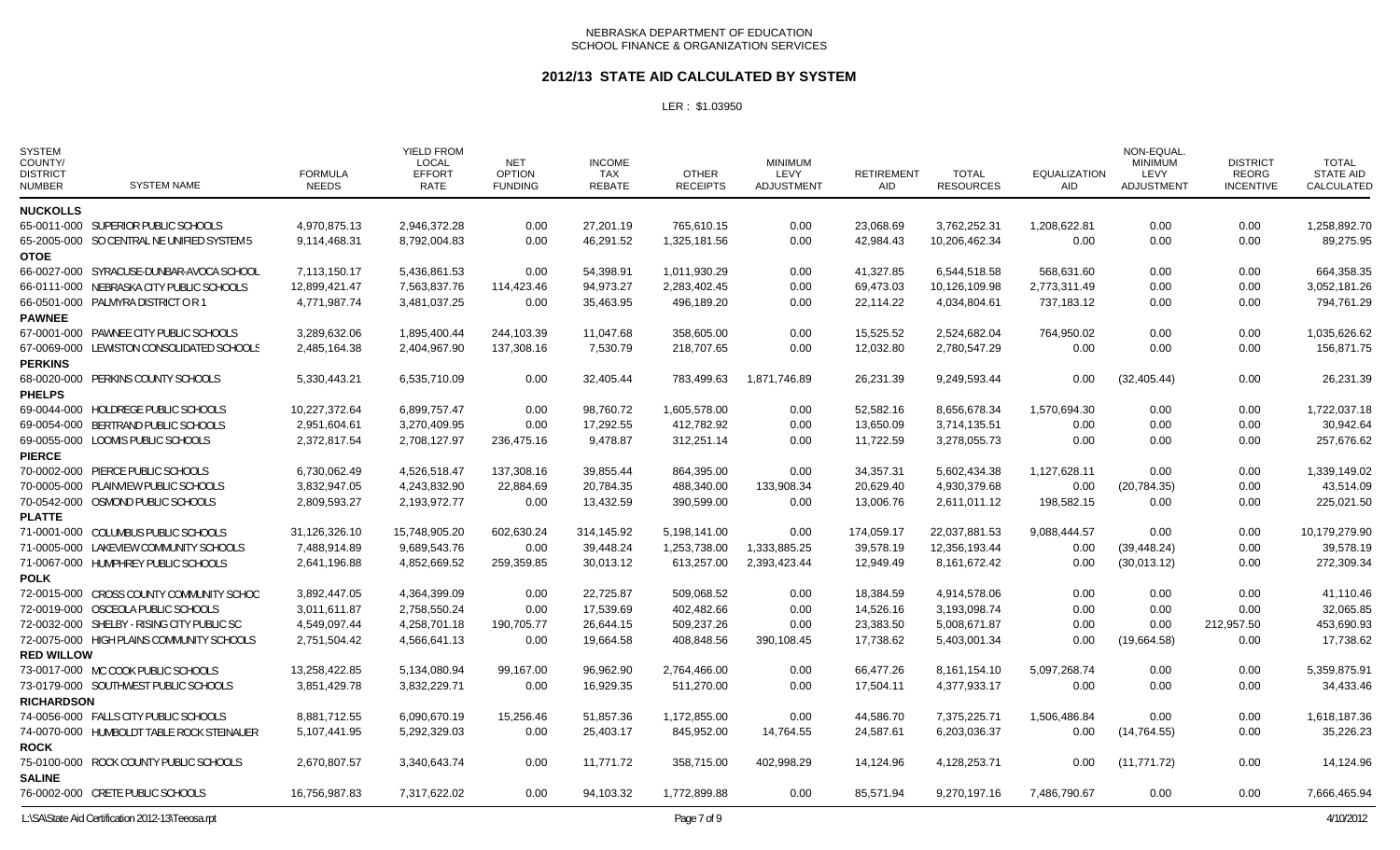NEBRASKA DEPARTMENT OF EDUCATION
SCHOOL FINANCE & ORGANIZATION SERVICES

## 2012/13 STATE AID CALCULATED BY SYSTEM

LER : $1.03950

| SYSTEM COUNTY/ DISTRICT NUMBER | SYSTEM NAME | FORMULA NEEDS | YIELD FROM LOCAL EFFORT RATE | NET OPTION FUNDING | INCOME TAX REBATE | OTHER RECEIPTS | MINIMUM LEVY ADJUSTMENT | RETIREMENT AID | TOTAL RESOURCES | EQUALIZATION AID | NON-EQUAL. MINIMUM LEVY ADJUSTMENT | DISTRICT REORG INCENTIVE | TOTAL STATE AID CALCULATED |
|---|---|---|---|---|---|---|---|---|---|---|---|---|---|
| **NUCKOLLS** | | | | | | | | | | | | | |
| 65-0011-000 | SUPERIOR PUBLIC SCHOOLS | 4,970,875.13 | 2,946,372.28 | 0.00 | 27,201.19 | 765,610.15 | 0.00 | 23,068.69 | 3,762,252.31 | 1,208,622.81 | 0.00 | 0.00 | 1,258,892.70 |
| 65-2005-000 | SO CENTRAL NE UNIFIED SYSTEM 5 | 9,114,468.31 | 8,792,004.83 | 0.00 | 46,291.52 | 1,325,181.56 | 0.00 | 42,984.43 | 10,206,462.34 | 0.00 | 0.00 | 0.00 | 89,275.95 |
| **OTOE** | | | | | | | | | | | | | |
| 66-0027-000 | SYRACUSE-DUNBAR-AVOCA SCHOOL | 7,113,150.17 | 5,436,861.53 | 0.00 | 54,398.91 | 1,011,930.29 | 0.00 | 41,327.85 | 6,544,518.58 | 568,631.60 | 0.00 | 0.00 | 664,358.35 |
| 66-0111-000 | NEBRASKA CITY PUBLIC SCHOOLS | 12,899,421.47 | 7,563,837.76 | 114,423.46 | 94,973.27 | 2,283,402.45 | 0.00 | 69,473.03 | 10,126,109.98 | 2,773,311.49 | 0.00 | 0.00 | 3,052,181.26 |
| 66-0501-000 | PALMYRA DISTRICT O R 1 | 4,771,987.74 | 3,481,037.25 | 0.00 | 35,463.95 | 496,189.20 | 0.00 | 22,114.22 | 4,034,804.61 | 737,183.12 | 0.00 | 0.00 | 794,761.29 |
| **PAWNEE** | | | | | | | | | | | | | |
| 67-0001-000 | PAWNEE CITY PUBLIC SCHOOLS | 3,289,632.06 | 1,895,400.44 | 244,103.39 | 11,047.68 | 358,605.00 | 0.00 | 15,525.52 | 2,524,682.04 | 764,950.02 | 0.00 | 0.00 | 1,035,626.62 |
| 67-0069-000 | LEWISTON CONSOLIDATED SCHOOLS | 2,485,164.38 | 2,404,967.90 | 137,308.16 | 7,530.79 | 218,707.65 | 0.00 | 12,032.80 | 2,780,547.29 | 0.00 | 0.00 | 0.00 | 156,871.75 |
| **PERKINS** | | | | | | | | | | | | | |
| 68-0020-000 | PERKINS COUNTY SCHOOLS | 5,330,443.21 | 6,535,710.09 | 0.00 | 32,405.44 | 783,499.63 | 1,871,746.89 | 26,231.39 | 9,249,593.44 | 0.00 | (32,405.44) | 0.00 | 26,231.39 |
| **PHELPS** | | | | | | | | | | | | | |
| 69-0044-000 | HOLDREGE PUBLIC SCHOOLS | 10,227,372.64 | 6,899,757.47 | 0.00 | 98,760.72 | 1,605,578.00 | 0.00 | 52,582.16 | 8,656,678.34 | 1,570,694.30 | 0.00 | 0.00 | 1,722,037.18 |
| 69-0054-000 | BERTRAND PUBLIC SCHOOLS | 2,951,604.61 | 3,270,409.95 | 0.00 | 17,292.55 | 412,782.92 | 0.00 | 13,650.09 | 3,714,135.51 | 0.00 | 0.00 | 0.00 | 30,942.64 |
| 69-0055-000 | LOOMIS PUBLIC SCHOOLS | 2,372,817.54 | 2,708,127.97 | 236,475.16 | 9,478.87 | 312,251.14 | 0.00 | 11,722.59 | 3,278,055.73 | 0.00 | 0.00 | 0.00 | 257,676.62 |
| **PIERCE** | | | | | | | | | | | | | |
| 70-0002-000 | PIERCE PUBLIC SCHOOLS | 6,730,062.49 | 4,526,518.47 | 137,308.16 | 39,855.44 | 864,395.00 | 0.00 | 34,357.31 | 5,602,434.38 | 1,127,628.11 | 0.00 | 0.00 | 1,339,149.02 |
| 70-0005-000 | PLAINVIEW PUBLIC SCHOOLS | 3,832,947.05 | 4,243,832.90 | 22,884.69 | 20,784.35 | 488,340.00 | 133,908.34 | 20,629.40 | 4,930,379.68 | 0.00 | (20,784.35) | 0.00 | 43,514.09 |
| 70-0542-000 | OSMOND PUBLIC SCHOOLS | 2,809,593.27 | 2,193,972.77 | 0.00 | 13,432.59 | 390,599.00 | 0.00 | 13,006.76 | 2,611,011.12 | 198,582.15 | 0.00 | 0.00 | 225,021.50 |
| **PLATTE** | | | | | | | | | | | | | |
| 71-0001-000 | COLUMBUS PUBLIC SCHOOLS | 31,126,326.10 | 15,748,905.20 | 602,630.24 | 314,145.92 | 5,198,141.00 | 0.00 | 174,059.17 | 22,037,881.53 | 9,088,444.57 | 0.00 | 0.00 | 10,179,279.90 |
| 71-0005-000 | LAKEVIEW COMMUNITY SCHOOLS | 7,488,914.89 | 9,689,543.76 | 0.00 | 39,448.24 | 1,253,738.00 | 1,333,885.25 | 39,578.19 | 12,356,193.44 | 0.00 | (39,448.24) | 0.00 | 39,578.19 |
| 71-0067-000 | HUMPHREY PUBLIC SCHOOLS | 2,641,196.88 | 4,852,669.52 | 259,359.85 | 30,013.12 | 613,257.00 | 2,393,423.44 | 12,949.49 | 8,161,672.42 | 0.00 | (30,013.12) | 0.00 | 272,309.34 |
| **POLK** | | | | | | | | | | | | | |
| 72-0015-000 | CROSS COUNTY COMMUNITY SCHOC | 3,892,447.05 | 4,364,399.09 | 0.00 | 22,725.87 | 509,068.52 | 0.00 | 18,384.59 | 4,914,578.06 | 0.00 | 0.00 | 0.00 | 41,110.46 |
| 72-0019-000 | OSCEOLA PUBLIC SCHOOLS | 3,011,611.87 | 2,758,550.24 | 0.00 | 17,539.69 | 402,482.66 | 0.00 | 14,526.16 | 3,193,098.74 | 0.00 | 0.00 | 0.00 | 32,065.85 |
| 72-0032-000 | SHELBY - RISING CITY PUBLIC SC | 4,549,097.44 | 4,258,701.18 | 190,705.77 | 26,644.15 | 509,237.26 | 0.00 | 23,383.50 | 5,008,671.87 | 0.00 | 0.00 | 212,957.50 | 453,690.93 |
| 72-0075-000 | HIGH PLAINS COMMUNITY SCHOOLS | 2,751,504.42 | 4,566,641.13 | 0.00 | 19,664.58 | 408,848.56 | 390,108.45 | 17,738.62 | 5,403,001.34 | 0.00 | (19,664.58) | 0.00 | 17,738.62 |
| **RED WILLOW** | | | | | | | | | | | | | |
| 73-0017-000 | MC COOK PUBLIC SCHOOLS | 13,258,422.85 | 5,134,080.94 | 99,167.00 | 96,962.90 | 2,764,466.00 | 0.00 | 66,477.26 | 8,161,154.10 | 5,097,268.74 | 0.00 | 0.00 | 5,359,875.91 |
| 73-0179-000 | SOUTHWEST PUBLIC SCHOOLS | 3,851,429.78 | 3,832,229.71 | 0.00 | 16,929.35 | 511,270.00 | 0.00 | 17,504.11 | 4,377,933.17 | 0.00 | 0.00 | 0.00 | 34,433.46 |
| **RICHARDSON** | | | | | | | | | | | | | |
| 74-0056-000 | FALLS CITY PUBLIC SCHOOLS | 8,881,712.55 | 6,090,670.19 | 15,256.46 | 51,857.36 | 1,172,855.00 | 0.00 | 44,586.70 | 7,375,225.71 | 1,506,486.84 | 0.00 | 0.00 | 1,618,187.36 |
| 74-0070-000 | HUMBOLDT TABLE ROCK STEINAUER | 5,107,441.95 | 5,292,329.03 | 0.00 | 25,403.17 | 845,952.00 | 14,764.55 | 24,587.61 | 6,203,036.37 | 0.00 | (14,764.55) | 0.00 | 35,226.23 |
| **ROCK** | | | | | | | | | | | | | |
| 75-0100-000 | ROCK COUNTY PUBLIC SCHOOLS | 2,670,807.57 | 3,340,643.74 | 0.00 | 11,771.72 | 358,715.00 | 402,998.29 | 14,124.96 | 4,128,253.71 | 0.00 | (11,771.72) | 0.00 | 14,124.96 |
| **SALINE** | | | | | | | | | | | | | |
| 76-0002-000 | CRETE PUBLIC SCHOOLS | 16,756,987.83 | 7,317,622.02 | 0.00 | 94,103.32 | 1,772,899.88 | 0.00 | 85,571.94 | 9,270,197.16 | 7,486,790.67 | 0.00 | 0.00 | 7,666,465.94 |

L:\SA\State Aid Certification 2012-13\Teeosa.rpt

4/10/2012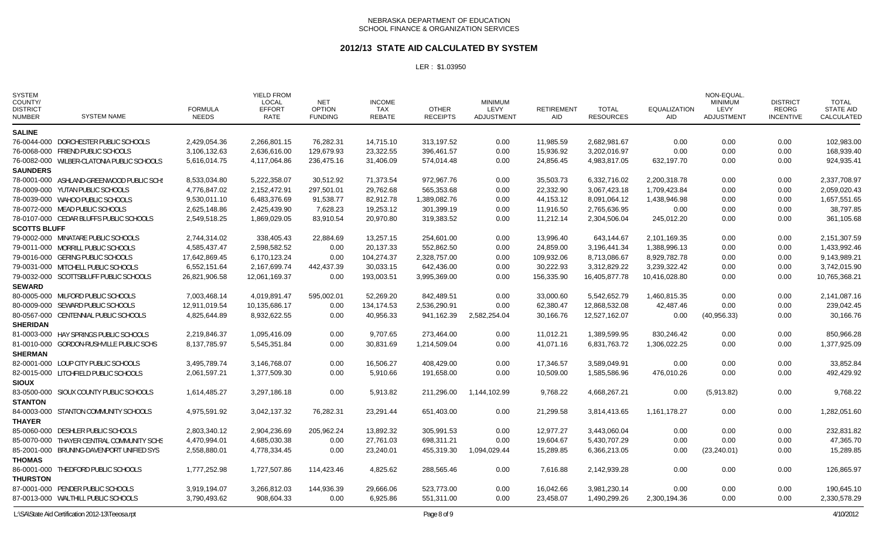NEBRASKA DEPARTMENT OF EDUCATION
SCHOOL FINANCE & ORGANIZATION SERVICES

## 2012/13 STATE AID CALCULATED BY SYSTEM

LER : $1.03950

| SYSTEM COUNTY/ DISTRICT NUMBER | SYSTEM NAME | FORMULA NEEDS | YIELD FROM LOCAL EFFORT RATE | NET OPTION FUNDING | INCOME TAX REBATE | OTHER RECEIPTS | MINIMUM LEVY ADJUSTMENT | RETIREMENT AID | TOTAL RESOURCES | EQUALIZATION AID | NON-EQUAL. MINIMUM LEVY ADJUSTMENT | DISTRICT REORG INCENTIVE | TOTAL STATE AID CALCULATED |
|---|---|---|---|---|---|---|---|---|---|---|---|---|---|
| **SALINE** | | | | | | | | | | | | | |
| 76-0044-000 | DORCHESTER PUBLIC SCHOOLS | 2,429,054.36 | 2,266,801.15 | 76,282.31 | 14,715.10 | 313,197.52 | 0.00 | 11,985.59 | 2,682,981.67 | 0.00 | 0.00 | 0.00 | 102,983.00 |
| 76-0068-000 | FRIEND PUBLIC SCHOOLS | 3,106,132.63 | 2,636,616.00 | 129,679.93 | 23,322.55 | 396,461.57 | 0.00 | 15,936.92 | 3,202,016.97 | 0.00 | 0.00 | 0.00 | 168,939.40 |
| 76-0082-000 | WILBER-CLATONIA PUBLIC SCHOOLS | 5,616,014.75 | 4,117,064.86 | 236,475.16 | 31,406.09 | 574,014.48 | 0.00 | 24,856.45 | 4,983,817.05 | 632,197.70 | 0.00 | 0.00 | 924,935.41 |
| **SAUNDERS** | | | | | | | | | | | | | |
| 78-0001-000 | ASHLAND-GREENWOOD PUBLIC SCHS | 8,533,034.80 | 5,222,358.07 | 30,512.92 | 71,373.54 | 972,967.76 | 0.00 | 35,503.73 | 6,332,716.02 | 2,200,318.78 | 0.00 | 0.00 | 2,337,708.97 |
| 78-0009-000 | YUTAN PUBLIC SCHOOLS | 4,776,847.02 | 2,152,472.91 | 297,501.01 | 29,762.68 | 565,353.68 | 0.00 | 22,332.90 | 3,067,423.18 | 1,709,423.84 | 0.00 | 0.00 | 2,059,020.43 |
| 78-0039-000 | WAHOO PUBLIC SCHOOLS | 9,530,011.10 | 6,483,376.69 | 91,538.77 | 82,912.78 | 1,389,082.76 | 0.00 | 44,153.12 | 8,091,064.12 | 1,438,946.98 | 0.00 | 0.00 | 1,657,551.65 |
| 78-0072-000 | MEAD PUBLIC SCHOOLS | 2,625,148.86 | 2,425,439.90 | 7,628.23 | 19,253.12 | 301,399.19 | 0.00 | 11,916.50 | 2,765,636.95 | 0.00 | 0.00 | 0.00 | 38,797.85 |
| 78-0107-000 | CEDAR BLUFFS PUBLIC SCHOOLS | 2,549,518.25 | 1,869,029.05 | 83,910.54 | 20,970.80 | 319,383.52 | 0.00 | 11,212.14 | 2,304,506.04 | 245,012.20 | 0.00 | 0.00 | 361,105.68 |
| **SCOTTS BLUFF** | | | | | | | | | | | | | |
| 79-0002-000 | MINATARE PUBLIC SCHOOLS | 2,744,314.02 | 338,405.43 | 22,884.69 | 13,257.15 | 254,601.00 | 0.00 | 13,996.40 | 643,144.67 | 2,101,169.35 | 0.00 | 0.00 | 2,151,307.59 |
| 79-0011-000 | MORRILL PUBLIC SCHOOLS | 4,585,437.47 | 2,598,582.52 | 0.00 | 20,137.33 | 552,862.50 | 0.00 | 24,859.00 | 3,196,441.34 | 1,388,996.13 | 0.00 | 0.00 | 1,433,992.46 |
| 79-0016-000 | GERING PUBLIC SCHOOLS | 17,642,869.45 | 6,170,123.24 | 0.00 | 104,274.37 | 2,328,757.00 | 0.00 | 109,932.06 | 8,713,086.67 | 8,929,782.78 | 0.00 | 0.00 | 9,143,989.21 |
| 79-0031-000 | MITCHELL PUBLIC SCHOOLS | 6,552,151.64 | 2,167,699.74 | 442,437.39 | 30,033.15 | 642,436.00 | 0.00 | 30,222.93 | 3,312,829.22 | 3,239,322.42 | 0.00 | 0.00 | 3,742,015.90 |
| 79-0032-000 | SCOTTSBLUFF PUBLIC SCHOOLS | 26,821,906.58 | 12,061,169.37 | 0.00 | 193,003.51 | 3,995,369.00 | 0.00 | 156,335.90 | 16,405,877.78 | 10,416,028.80 | 0.00 | 0.00 | 10,765,368.21 |
| **SEWARD** | | | | | | | | | | | | | |
| 80-0005-000 | MILFORD PUBLIC SCHOOLS | 7,003,468.14 | 4,019,891.47 | 595,002.01 | 52,269.20 | 842,489.51 | 0.00 | 33,000.60 | 5,542,652.79 | 1,460,815.35 | 0.00 | 0.00 | 2,141,087.16 |
| 80-0009-000 | SEWARD PUBLIC SCHOOLS | 12,911,019.54 | 10,135,686.17 | 0.00 | 134,174.53 | 2,536,290.91 | 0.00 | 62,380.47 | 12,868,532.08 | 42,487.46 | 0.00 | 0.00 | 239,042.45 |
| 80-0567-000 | CENTENNIAL PUBLIC SCHOOLS | 4,825,644.89 | 8,932,622.55 | 0.00 | 40,956.33 | 941,162.39 | 2,582,254.04 | 30,166.76 | 12,527,162.07 | 0.00 | (40,956.33) | 0.00 | 30,166.76 |
| **SHERIDAN** | | | | | | | | | | | | | |
| 81-0003-000 | HAY SPRINGS PUBLIC SCHOOLS | 2,219,846.37 | 1,095,416.09 | 0.00 | 9,707.65 | 273,464.00 | 0.00 | 11,012.21 | 1,389,599.95 | 830,246.42 | 0.00 | 0.00 | 850,966.28 |
| 81-0010-000 | GORDON-RUSHVILLE PUBLIC SCHS | 8,137,785.97 | 5,545,351.84 | 0.00 | 30,831.69 | 1,214,509.04 | 0.00 | 41,071.16 | 6,831,763.72 | 1,306,022.25 | 0.00 | 0.00 | 1,377,925.09 |
| **SHERMAN** | | | | | | | | | | | | | |
| 82-0001-000 | LOUP CITY PUBLIC SCHOOLS | 3,495,789.74 | 3,146,768.07 | 0.00 | 16,506.27 | 408,429.00 | 0.00 | 17,346.57 | 3,589,049.91 | 0.00 | 0.00 | 0.00 | 33,852.84 |
| 82-0015-000 | LITCHFIELD PUBLIC SCHOOLS | 2,061,597.21 | 1,377,509.30 | 0.00 | 5,910.66 | 191,658.00 | 0.00 | 10,509.00 | 1,585,586.96 | 476,010.26 | 0.00 | 0.00 | 492,429.92 |
| **SIOUX** | | | | | | | | | | | | | |
| 83-0500-000 | SIOUX COUNTY PUBLIC SCHOOLS | 1,614,485.27 | 3,297,186.18 | 0.00 | 5,913.82 | 211,296.00 | 1,144,102.99 | 9,768.22 | 4,668,267.21 | 0.00 | (5,913.82) | 0.00 | 9,768.22 |
| **STANTON** | | | | | | | | | | | | | |
| 84-0003-000 | STANTON COMMUNITY SCHOOLS | 4,975,591.92 | 3,042,137.32 | 76,282.31 | 23,291.44 | 651,403.00 | 0.00 | 21,299.58 | 3,814,413.65 | 1,161,178.27 | 0.00 | 0.00 | 1,282,051.60 |
| **THAYER** | | | | | | | | | | | | | |
| 85-0060-000 | DESHLER PUBLIC SCHOOLS | 2,803,340.12 | 2,904,236.69 | 205,962.24 | 13,892.32 | 305,991.53 | 0.00 | 12,977.27 | 3,443,060.04 | 0.00 | 0.00 | 0.00 | 232,831.82 |
| 85-0070-000 | THAYER CENTRAL COMMUNITY SCHS | 4,470,994.01 | 4,685,030.38 | 0.00 | 27,761.03 | 698,311.21 | 0.00 | 19,604.67 | 5,430,707.29 | 0.00 | 0.00 | 0.00 | 47,365.70 |
| 85-2001-000 | BRUNING-DAVENPORT UNIFIED SYS | 2,558,880.01 | 4,778,334.45 | 0.00 | 23,240.01 | 455,319.30 | 1,094,029.44 | 15,289.85 | 6,366,213.05 | 0.00 | (23,240.01) | 0.00 | 15,289.85 |
| **THOMAS** | | | | | | | | | | | | | |
| 86-0001-000 | THEDFORD PUBLIC SCHOOLS | 1,777,252.98 | 1,727,507.86 | 114,423.46 | 4,825.62 | 288,565.46 | 0.00 | 7,616.88 | 2,142,939.28 | 0.00 | 0.00 | 0.00 | 126,865.97 |
| **THURSTON** | | | | | | | | | | | | | |
| 87-0001-000 | PENDER PUBLIC SCHOOLS | 3,919,194.07 | 3,266,812.03 | 144,936.39 | 29,666.06 | 523,773.00 | 0.00 | 16,042.66 | 3,981,230.14 | 0.00 | 0.00 | 0.00 | 190,645.10 |
| 87-0013-000 | WALTHILL PUBLIC SCHOOLS | 3,790,493.62 | 908,604.33 | 0.00 | 6,925.86 | 551,311.00 | 0.00 | 23,458.07 | 1,490,299.26 | 2,300,194.36 | 0.00 | 0.00 | 2,330,578.29 |

L:\SA\State Aid Certification 2012-13\Teeosa.rpt 4/10/2012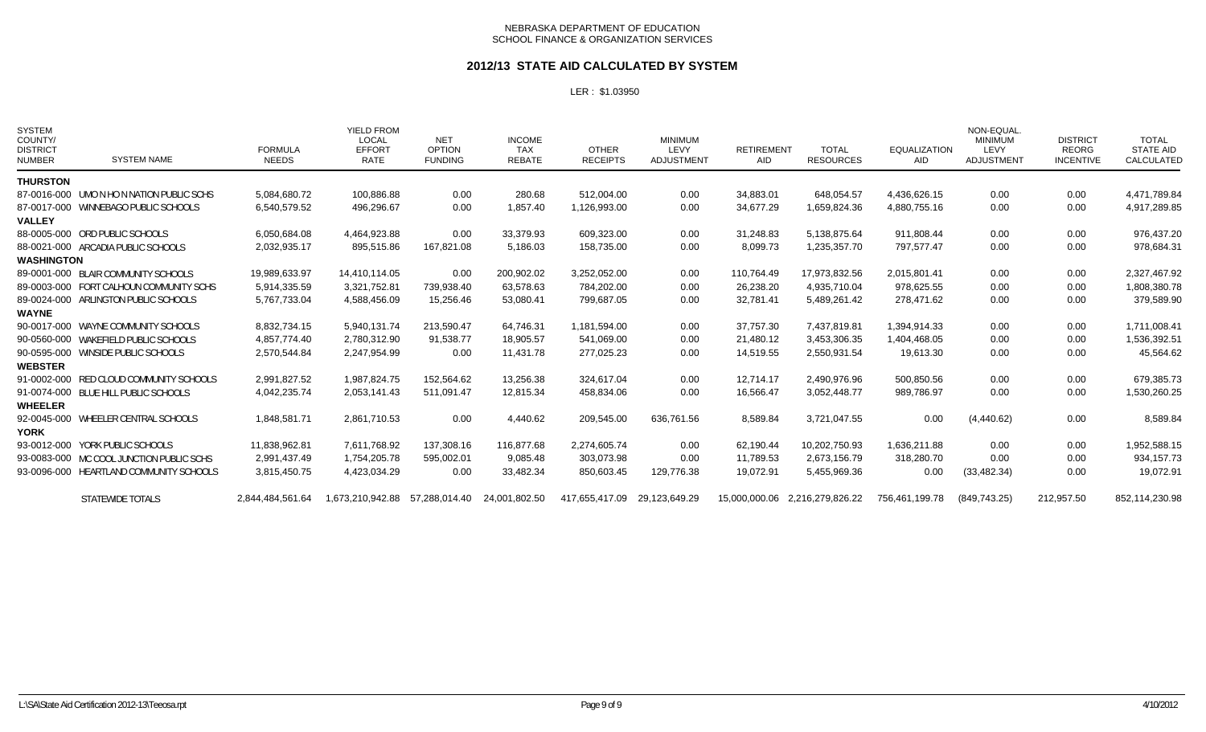NEBRASKA DEPARTMENT OF EDUCATION
SCHOOL FINANCE & ORGANIZATION SERVICES

## 2012/13 STATE AID CALCULATED BY SYSTEM

LER : $1.03950

| SYSTEM COUNTY/ DISTRICT NUMBER | SYSTEM NAME | FORMULA NEEDS | YIELD FROM LOCAL EFFORT RATE | NET OPTION FUNDING | INCOME TAX REBATE | OTHER RECEIPTS | MINIMUM LEVY ADJUSTMENT | RETIREMENT AID | TOTAL RESOURCES | EQUALIZATION AID | NON-EQUAL. MINIMUM LEVY ADJUSTMENT | DISTRICT REORG INCENTIVE | TOTAL STATE AID CALCULATED |
|---|---|---|---|---|---|---|---|---|---|---|---|---|---|
| **THURSTON** | | | | | | | | | | | | | |
| 87-0016-000 | UMO N HO N NATION PUBLIC SCHS | 5,084,680.72 | 100,886.88 | 0.00 | 280.68 | 512,004.00 | 0.00 | 34,883.01 | 648,054.57 | 4,436,626.15 | 0.00 | 0.00 | 4,471,789.84 |
| 87-0017-000 | WINNEBAGO PUBLIC SCHOOLS | 6,540,579.52 | 496,296.67 | 0.00 | 1,857.40 | 1,126,993.00 | 0.00 | 34,677.29 | 1,659,824.36 | 4,880,755.16 | 0.00 | 0.00 | 4,917,289.85 |
| **VALLEY** | | | | | | | | | | | | | |
| 88-0005-000 | ORD PUBLIC SCHOOLS | 6,050,684.08 | 4,464,923.88 | 0.00 | 33,379.93 | 609,323.00 | 0.00 | 31,248.83 | 5,138,875.64 | 911,808.44 | 0.00 | 0.00 | 976,437.20 |
| 88-0021-000 | ARCADIA PUBLIC SCHOOLS | 2,032,935.17 | 895,515.86 | 167,821.08 | 5,186.03 | 158,735.00 | 0.00 | 8,099.73 | 1,235,357.70 | 797,577.47 | 0.00 | 0.00 | 978,684.31 |
| **WASHINGTON** | | | | | | | | | | | | | |
| 89-0001-000 | BLAIR COMMUNITY SCHOOLS | 19,989,633.97 | 14,410,114.05 | 0.00 | 200,902.02 | 3,252,052.00 | 0.00 | 110,764.49 | 17,973,832.56 | 2,015,801.41 | 0.00 | 0.00 | 2,327,467.92 |
| 89-0003-000 | FORT CALHOUN COMMUNITY SCHS | 5,914,335.59 | 3,321,752.81 | 739,938.40 | 63,578.63 | 784,202.00 | 0.00 | 26,238.20 | 4,935,710.04 | 978,625.55 | 0.00 | 0.00 | 1,808,380.78 |
| 89-0024-000 | ARLINGTON PUBLIC SCHOOLS | 5,767,733.04 | 4,588,456.09 | 15,256.46 | 53,080.41 | 799,687.05 | 0.00 | 32,781.41 | 5,489,261.42 | 278,471.62 | 0.00 | 0.00 | 379,589.90 |
| **WAYNE** | | | | | | | | | | | | | |
| 90-0017-000 | WAYNE COMMUNITY SCHOOLS | 8,832,734.15 | 5,940,131.74 | 213,590.47 | 64,746.31 | 1,181,594.00 | 0.00 | 37,757.30 | 7,437,819.81 | 1,394,914.33 | 0.00 | 0.00 | 1,711,008.41 |
| 90-0560-000 | WAKEFIELD PUBLIC SCHOOLS | 4,857,774.40 | 2,780,312.90 | 91,538.77 | 18,905.57 | 541,069.00 | 0.00 | 21,480.12 | 3,453,306.35 | 1,404,468.05 | 0.00 | 0.00 | 1,536,392.51 |
| 90-0595-000 | WINSIDE PUBLIC SCHOOLS | 2,570,544.84 | 2,247,954.99 | 0.00 | 11,431.78 | 277,025.23 | 0.00 | 14,519.55 | 2,550,931.54 | 19,613.30 | 0.00 | 0.00 | 45,564.62 |
| **WEBSTER** | | | | | | | | | | | | | |
| 91-0002-000 | RED CLOUD COMMUNITY SCHOOLS | 2,991,827.52 | 1,987,824.75 | 152,564.62 | 13,256.38 | 324,617.04 | 0.00 | 12,714.17 | 2,490,976.96 | 500,850.56 | 0.00 | 0.00 | 679,385.73 |
| 91-0074-000 | BLUE HILL PUBLIC SCHOOLS | 4,042,235.74 | 2,053,141.43 | 511,091.47 | 12,815.34 | 458,834.06 | 0.00 | 16,566.47 | 3,052,448.77 | 989,786.97 | 0.00 | 0.00 | 1,530,260.25 |
| **WHEELER** | | | | | | | | | | | | | |
| 92-0045-000 | WHEELER CENTRAL SCHOOLS | 1,848,581.71 | 2,861,710.53 | 0.00 | 4,440.62 | 209,545.00 | 636,761.56 | 8,589.84 | 3,721,047.55 | 0.00 | (4,440.62) | 0.00 | 8,589.84 |
| **YORK** | | | | | | | | | | | | | |
| 93-0012-000 | YORK PUBLIC SCHOOLS | 11,838,962.81 | 7,611,768.92 | 137,308.16 | 116,877.68 | 2,274,605.74 | 0.00 | 62,190.44 | 10,202,750.93 | 1,636,211.88 | 0.00 | 0.00 | 1,952,588.15 |
| 93-0083-000 | MC COOL JUNCTION PUBLIC SCHS | 2,991,437.49 | 1,754,205.78 | 595,002.01 | 9,085.48 | 303,073.98 | 0.00 | 11,789.53 | 2,673,156.79 | 318,280.70 | 0.00 | 0.00 | 934,157.73 |
| 93-0096-000 | HEARTLAND COMMUNITY SCHOOLS | 3,815,450.75 | 4,423,034.29 | 0.00 | 33,482.34 | 850,603.45 | 129,776.38 | 19,072.91 | 5,455,969.36 | 0.00 | (33,482.34) | 0.00 | 19,072.91 |
| | STATEWIDE TOTALS | 2,844,484,561.64 | 1,673,210,942.88 | 57,288,014.40 | 24,001,802.50 | 417,655,417.09 | 29,123,649.29 | 15,000,000.06 | 2,216,279,826.22 | 756,461,199.78 | (849,743.25) | 212,957.50 | 852,114,230.98 |

L:\SA\State Aid Certification 2012-13\Teeosa.rpt 4/10/2012